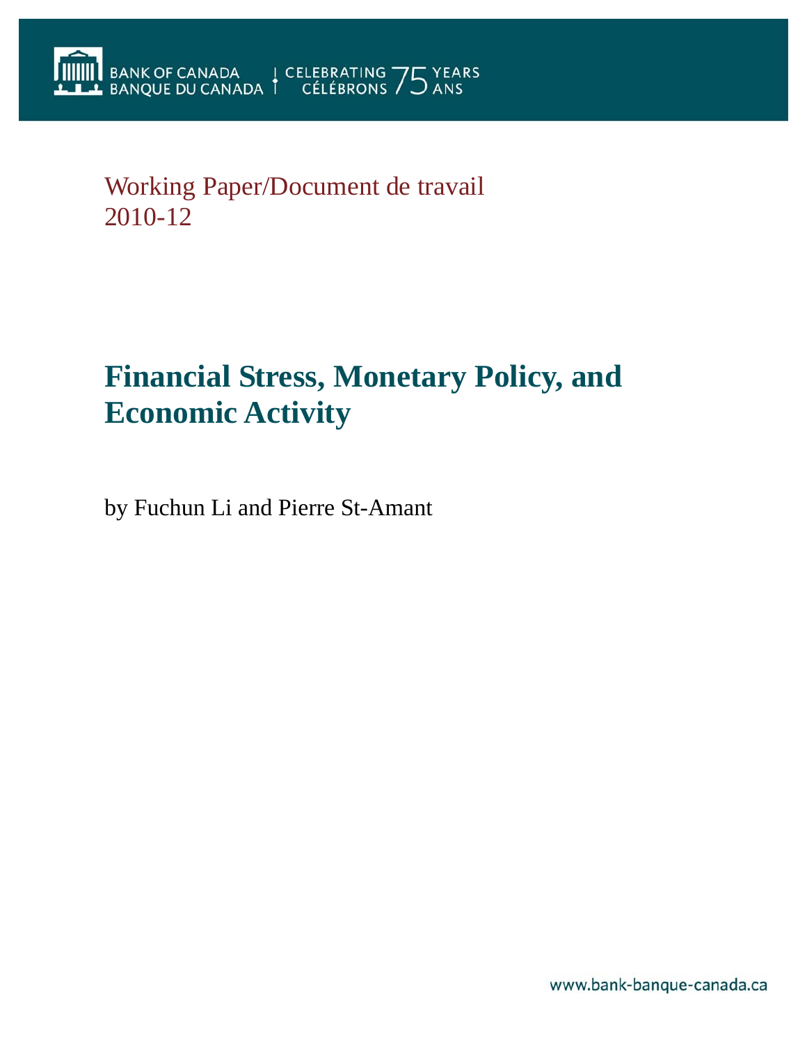BANK OF CANADA
BANQUE DU CANADA
CELEBRATING 75 YEARS
CÉLÉBRONS 75 ANS

Working Paper/Document de travail
2010-12

# Financial Stress, Monetary Policy, and Economic Activity

by Fuchun Li and Pierre St-Amant

www.bank-banque-canada.ca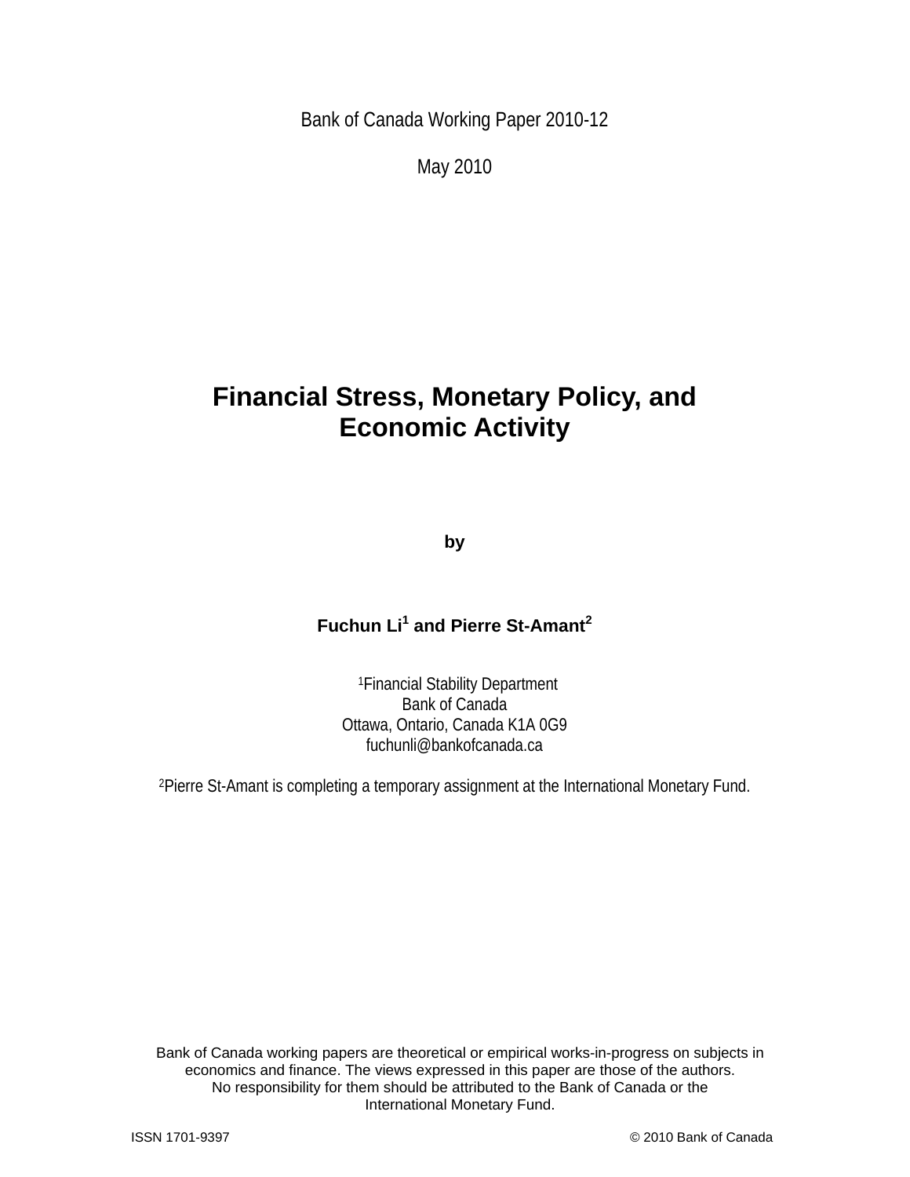Bank of Canada Working Paper 2010-12

May 2010

# Financial Stress, Monetary Policy, and Economic Activity

**by**

**Fuchun Li[1] and Pierre St-Amant[2]**

[1]Financial Stability Department
Bank of Canada
Ottawa, Ontario, Canada K1A 0G9
fuchunli@bankofcanada.ca

[2]Pierre St-Amant is completing a temporary assignment at the International Monetary Fund.

Bank of Canada working papers are theoretical or empirical works-in-progress on subjects in economics and finance. The views expressed in this paper are those of the authors. No responsibility for them should be attributed to the Bank of Canada or the International Monetary Fund.

ISSN 1701-9397 © 2010 Bank of Canada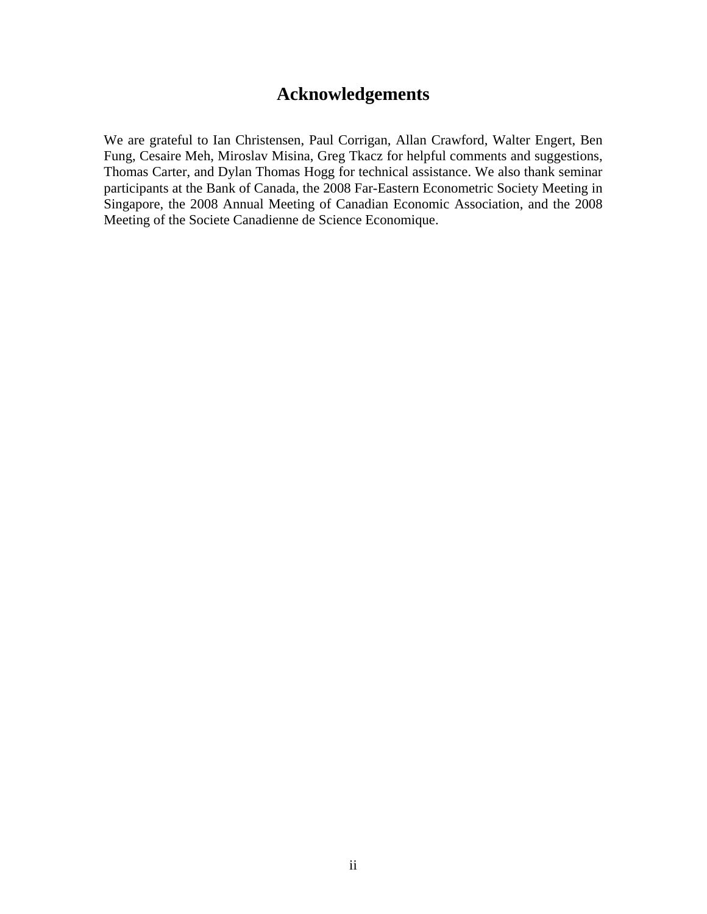# Acknowledgements

We are grateful to Ian Christensen, Paul Corrigan, Allan Crawford, Walter Engert, Ben Fung, Cesaire Meh, Miroslav Misina, Greg Tkacz for helpful comments and suggestions, Thomas Carter, and Dylan Thomas Hogg for technical assistance. We also thank seminar participants at the Bank of Canada, the 2008 Far-Eastern Econometric Society Meeting in Singapore, the 2008 Annual Meeting of Canadian Economic Association, and the 2008 Meeting of the Societe Canadienne de Science Economique.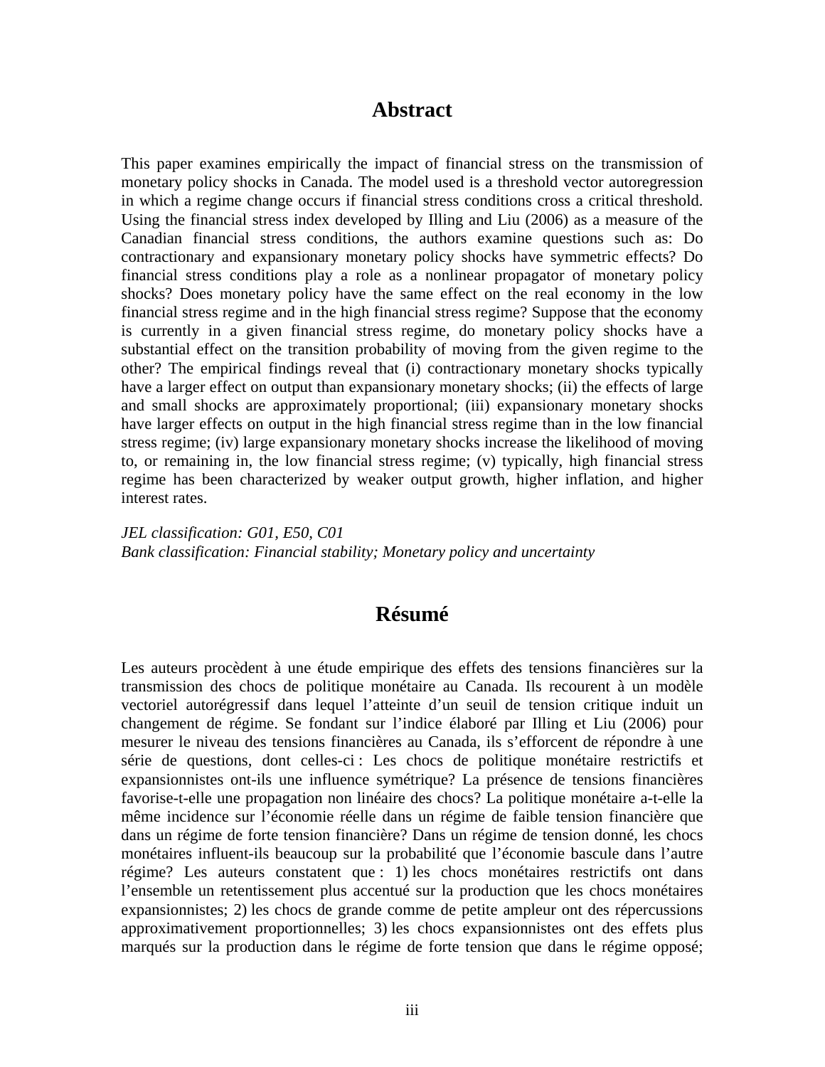# Abstract

This paper examines empirically the impact of financial stress on the transmission of monetary policy shocks in Canada. The model used is a threshold vector autoregression in which a regime change occurs if financial stress conditions cross a critical threshold. Using the financial stress index developed by Illing and Liu (2006) as a measure of the Canadian financial stress conditions, the authors examine questions such as: Do contractionary and expansionary monetary policy shocks have symmetric effects? Do financial stress conditions play a role as a nonlinear propagator of monetary policy shocks? Does monetary policy have the same effect on the real economy in the low financial stress regime and in the high financial stress regime? Suppose that the economy is currently in a given financial stress regime, do monetary policy shocks have a substantial effect on the transition probability of moving from the given regime to the other? The empirical findings reveal that (i) contractionary monetary shocks typically have a larger effect on output than expansionary monetary shocks; (ii) the effects of large and small shocks are approximately proportional; (iii) expansionary monetary shocks have larger effects on output in the high financial stress regime than in the low financial stress regime; (iv) large expansionary monetary shocks increase the likelihood of moving to, or remaining in, the low financial stress regime; (v) typically, high financial stress regime has been characterized by weaker output growth, higher inflation, and higher interest rates.

*JEL classification: G01, E50, C01*
*Bank classification: Financial stability; Monetary policy and uncertainty*

# Résumé

Les auteurs procèdent à une étude empirique des effets des tensions financières sur la transmission des chocs de politique monétaire au Canada. Ils recourent à un modèle vectoriel autorégressif dans lequel l'atteinte d'un seuil de tension critique induit un changement de régime. Se fondant sur l'indice élaboré par Illing et Liu (2006) pour mesurer le niveau des tensions financières au Canada, ils s'efforcent de répondre à une série de questions, dont celles-ci : Les chocs de politique monétaire restrictifs et expansionnistes ont-ils une influence symétrique? La présence de tensions financières favorise-t-elle une propagation non linéaire des chocs? La politique monétaire a-t-elle la même incidence sur l'économie réelle dans un régime de faible tension financière que dans un régime de forte tension financière? Dans un régime de tension donné, les chocs monétaires influent-ils beaucoup sur la probabilité que l'économie bascule dans l'autre régime? Les auteurs constatent que : 1) les chocs monétaires restrictifs ont dans l'ensemble un retentissement plus accentué sur la production que les chocs monétaires expansionnistes; 2) les chocs de grande comme de petite ampleur ont des répercussions approximativement proportionnelles; 3) les chocs expansionnistes ont des effets plus marqués sur la production dans le régime de forte tension que dans le régime opposé;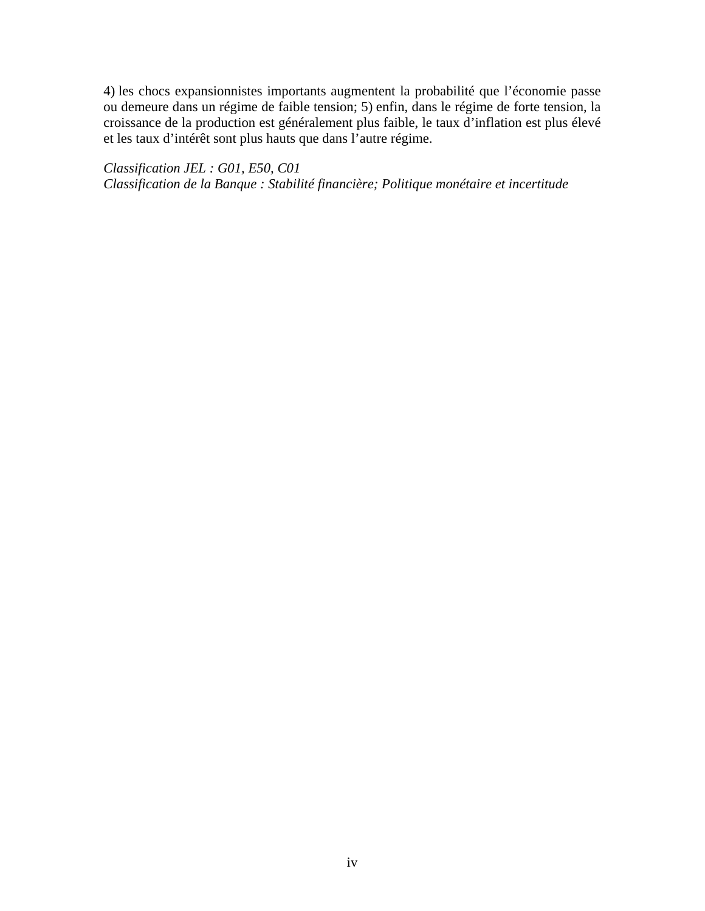4) les chocs expansionnistes importants augmentent la probabilité que l'économie passe ou demeure dans un régime de faible tension; 5) enfin, dans le régime de forte tension, la croissance de la production est généralement plus faible, le taux d'inflation est plus élevé et les taux d'intérêt sont plus hauts que dans l'autre régime.

*Classification JEL : G01, E50, C01*
*Classification de la Banque : Stabilité financière; Politique monétaire et incertitude*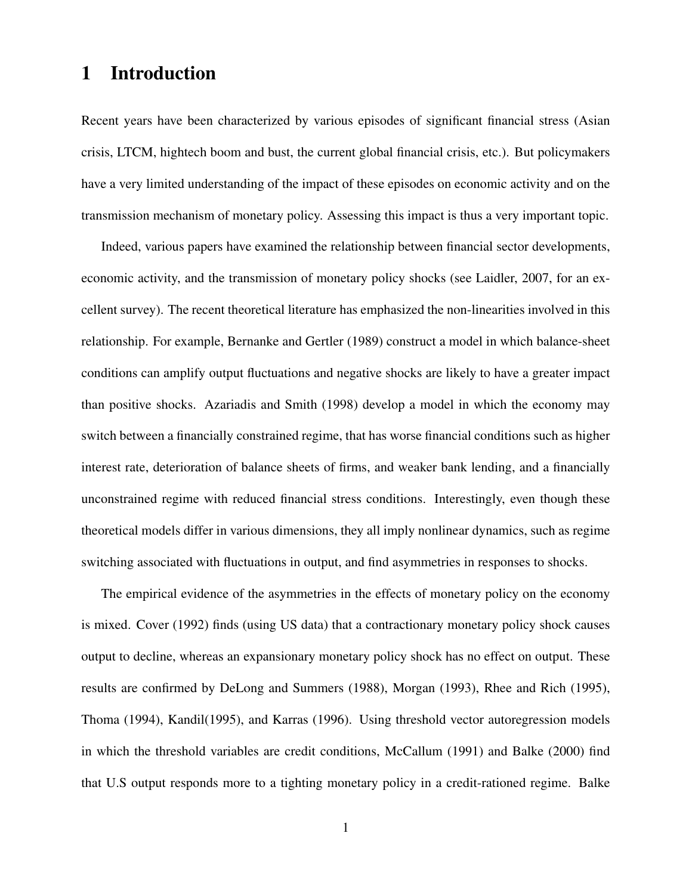# 1 Introduction

Recent years have been characterized by various episodes of significant financial stress (Asian crisis, LTCM, hightech boom and bust, the current global financial crisis, etc.). But policymakers have a very limited understanding of the impact of these episodes on economic activity and on the transmission mechanism of monetary policy. Assessing this impact is thus a very important topic.

Indeed, various papers have examined the relationship between financial sector developments, economic activity, and the transmission of monetary policy shocks (see Laidler, 2007, for an excellent survey). The recent theoretical literature has emphasized the non-linearities involved in this relationship. For example, Bernanke and Gertler (1989) construct a model in which balance-sheet conditions can amplify output fluctuations and negative shocks are likely to have a greater impact than positive shocks. Azariadis and Smith (1998) develop a model in which the economy may switch between a financially constrained regime, that has worse financial conditions such as higher interest rate, deterioration of balance sheets of firms, and weaker bank lending, and a financially unconstrained regime with reduced financial stress conditions. Interestingly, even though these theoretical models differ in various dimensions, they all imply nonlinear dynamics, such as regime switching associated with fluctuations in output, and find asymmetries in responses to shocks.

The empirical evidence of the asymmetries in the effects of monetary policy on the economy is mixed. Cover (1992) finds (using US data) that a contractionary monetary policy shock causes output to decline, whereas an expansionary monetary policy shock has no effect on output. These results are confirmed by DeLong and Summers (1988), Morgan (1993), Rhee and Rich (1995), Thoma (1994), Kandil(1995), and Karras (1996). Using threshold vector autoregression models in which the threshold variables are credit conditions, McCallum (1991) and Balke (2000) find that U.S output responds more to a tighting monetary policy in a credit-rationed regime. Balke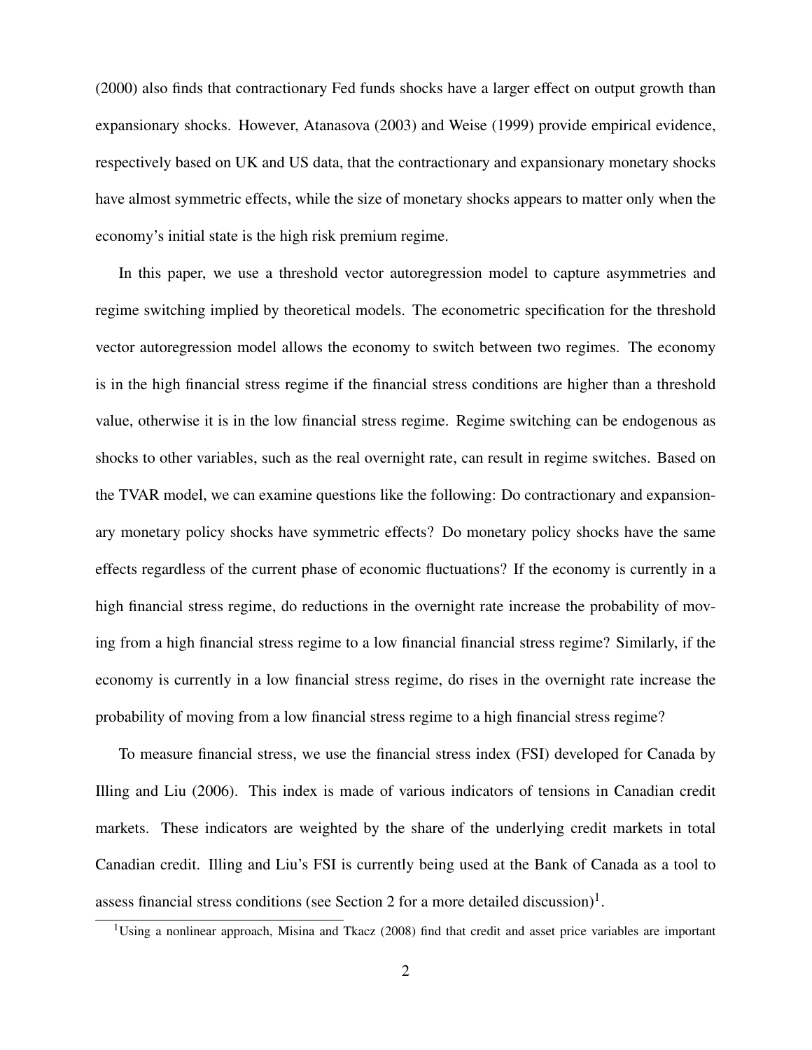(2000) also finds that contractionary Fed funds shocks have a larger effect on output growth than expansionary shocks. However, Atanasova (2003) and Weise (1999) provide empirical evidence, respectively based on UK and US data, that the contractionary and expansionary monetary shocks have almost symmetric effects, while the size of monetary shocks appears to matter only when the economy's initial state is the high risk premium regime.

In this paper, we use a threshold vector autoregression model to capture asymmetries and regime switching implied by theoretical models. The econometric specification for the threshold vector autoregression model allows the economy to switch between two regimes. The economy is in the high financial stress regime if the financial stress conditions are higher than a threshold value, otherwise it is in the low financial stress regime. Regime switching can be endogenous as shocks to other variables, such as the real overnight rate, can result in regime switches. Based on the TVAR model, we can examine questions like the following: Do contractionary and expansionary monetary policy shocks have symmetric effects? Do monetary policy shocks have the same effects regardless of the current phase of economic fluctuations? If the economy is currently in a high financial stress regime, do reductions in the overnight rate increase the probability of moving from a high financial stress regime to a low financial financial stress regime? Similarly, if the economy is currently in a low financial stress regime, do rises in the overnight rate increase the probability of moving from a low financial stress regime to a high financial stress regime?

To measure financial stress, we use the financial stress index (FSI) developed for Canada by Illing and Liu (2006). This index is made of various indicators of tensions in Canadian credit markets. These indicators are weighted by the share of the underlying credit markets in total Canadian credit. Illing and Liu's FSI is currently being used at the Bank of Canada as a tool to assess financial stress conditions (see Section 2 for a more detailed discussion)[1].

[1]Using a nonlinear approach, Misina and Tkacz (2008) find that credit and asset price variables are important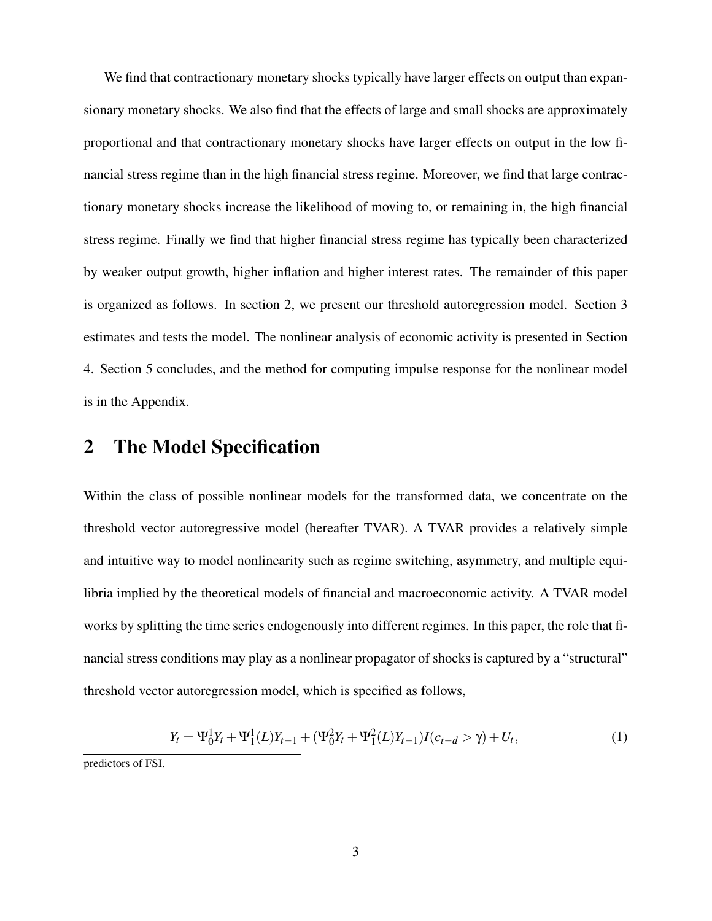We find that contractionary monetary shocks typically have larger effects on output than expansionary monetary shocks. We also find that the effects of large and small shocks are approximately proportional and that contractionary monetary shocks have larger effects on output in the low financial stress regime than in the high financial stress regime. Moreover, we find that large contractionary monetary shocks increase the likelihood of moving to, or remaining in, the high financial stress regime. Finally we find that higher financial stress regime has typically been characterized by weaker output growth, higher inflation and higher interest rates. The remainder of this paper is organized as follows. In section 2, we present our threshold autoregression model. Section 3 estimates and tests the model. The nonlinear analysis of economic activity is presented in Section 4. Section 5 concludes, and the method for computing impulse response for the nonlinear model is in the Appendix.

## 2 The Model Specification

Within the class of possible nonlinear models for the transformed data, we concentrate on the threshold vector autoregressive model (hereafter TVAR). A TVAR provides a relatively simple and intuitive way to model nonlinearity such as regime switching, asymmetry, and multiple equilibria implied by the theoretical models of financial and macroeconomic activity. A TVAR model works by splitting the time series endogenously into different regimes. In this paper, the role that financial stress conditions may play as a nonlinear propagator of shocks is captured by a "structural" threshold vector autoregression model, which is specified as follows,

$$Y_t = \Psi_0^1 Y_t + \Psi_1^1(L) Y_{t-1} + (\Psi_0^2 Y_t + \Psi_1^2(L) Y_{t-1}) I(c_{t-d} > \gamma) + U_t, \tag{1}$$

predictors of FSI.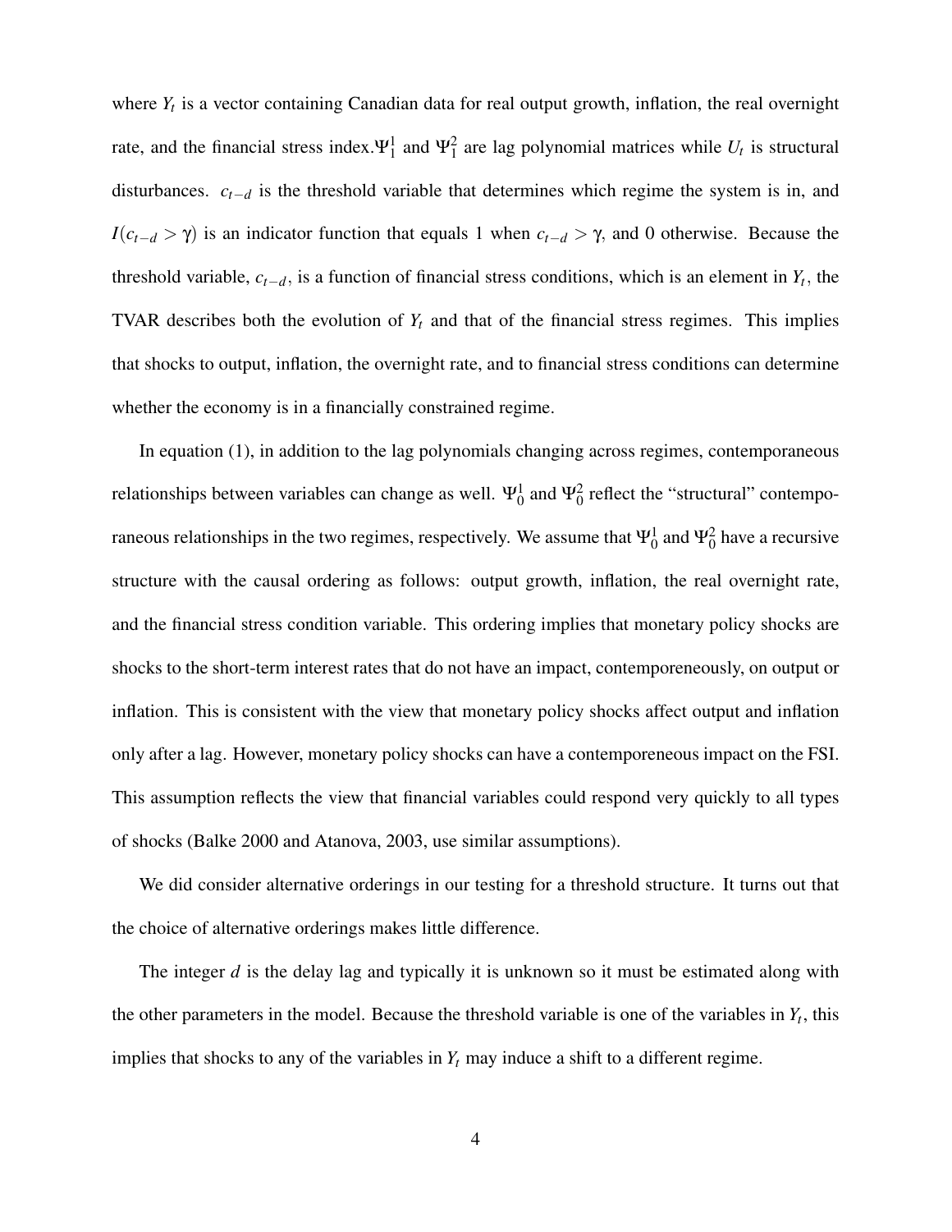where $Y_t$ is a vector containing Canadian data for real output growth, inflation, the real overnight rate, and the financial stress index. $\Psi_1^1$ and $\Psi_1^2$ are lag polynomial matrices while $U_t$ is structural disturbances. $c_{t-d}$ is the threshold variable that determines which regime the system is in, and $I(c_{t-d} > \gamma)$ is an indicator function that equals 1 when $c_{t-d} > \gamma$, and 0 otherwise. Because the threshold variable, $c_{t-d}$, is a function of financial stress conditions, which is an element in $Y_t$, the TVAR describes both the evolution of $Y_t$ and that of the financial stress regimes. This implies that shocks to output, inflation, the overnight rate, and to financial stress conditions can determine whether the economy is in a financially constrained regime.

In equation (1), in addition to the lag polynomials changing across regimes, contemporaneous relationships between variables can change as well. $\Psi_0^1$ and $\Psi_0^2$ reflect the "structural" contemporaneous relationships in the two regimes, respectively. We assume that $\Psi_0^1$ and $\Psi_0^2$ have a recursive structure with the causal ordering as follows: output growth, inflation, the real overnight rate, and the financial stress condition variable. This ordering implies that monetary policy shocks are shocks to the short-term interest rates that do not have an impact, contemporeneously, on output or inflation. This is consistent with the view that monetary policy shocks affect output and inflation only after a lag. However, monetary policy shocks can have a contemporeneous impact on the FSI. This assumption reflects the view that financial variables could respond very quickly to all types of shocks (Balke 2000 and Atanova, 2003, use similar assumptions).

We did consider alternative orderings in our testing for a threshold structure. It turns out that the choice of alternative orderings makes little difference.

The integer $d$ is the delay lag and typically it is unknown so it must be estimated along with the other parameters in the model. Because the threshold variable is one of the variables in $Y_t$, this implies that shocks to any of the variables in $Y_t$ may induce a shift to a different regime.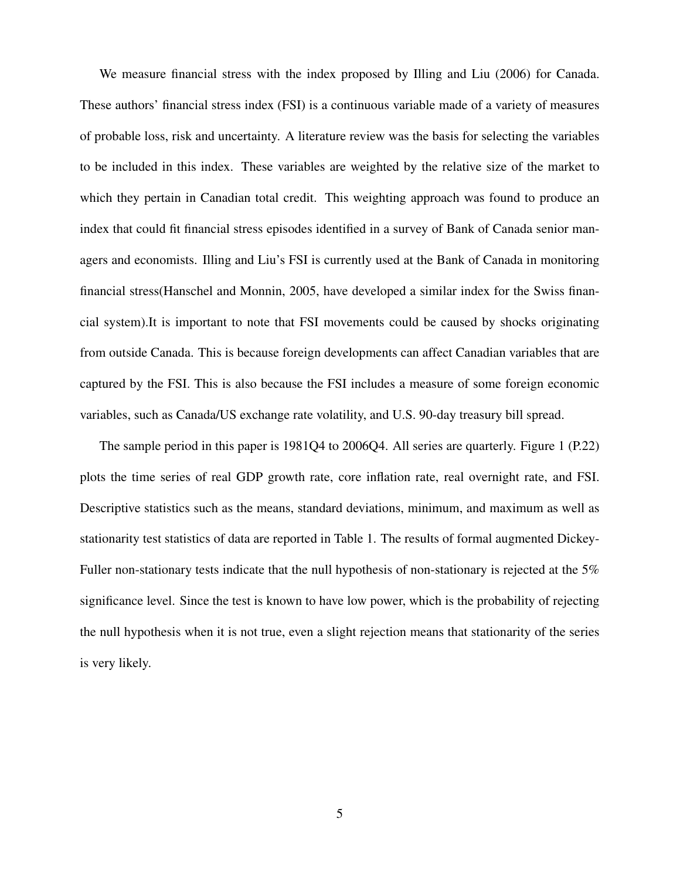We measure financial stress with the index proposed by Illing and Liu (2006) for Canada. These authors' financial stress index (FSI) is a continuous variable made of a variety of measures of probable loss, risk and uncertainty. A literature review was the basis for selecting the variables to be included in this index. These variables are weighted by the relative size of the market to which they pertain in Canadian total credit. This weighting approach was found to produce an index that could fit financial stress episodes identified in a survey of Bank of Canada senior managers and economists. Illing and Liu's FSI is currently used at the Bank of Canada in monitoring financial stress(Hanschel and Monnin, 2005, have developed a similar index for the Swiss financial system).It is important to note that FSI movements could be caused by shocks originating from outside Canada. This is because foreign developments can affect Canadian variables that are captured by the FSI. This is also because the FSI includes a measure of some foreign economic variables, such as Canada/US exchange rate volatility, and U.S. 90-day treasury bill spread.

The sample period in this paper is 1981Q4 to 2006Q4. All series are quarterly. Figure 1 (P.22) plots the time series of real GDP growth rate, core inflation rate, real overnight rate, and FSI. Descriptive statistics such as the means, standard deviations, minimum, and maximum as well as stationarity test statistics of data are reported in Table 1. The results of formal augmented Dickey-Fuller non-stationary tests indicate that the null hypothesis of non-stationary is rejected at the 5% significance level. Since the test is known to have low power, which is the probability of rejecting the null hypothesis when it is not true, even a slight rejection means that stationarity of the series is very likely.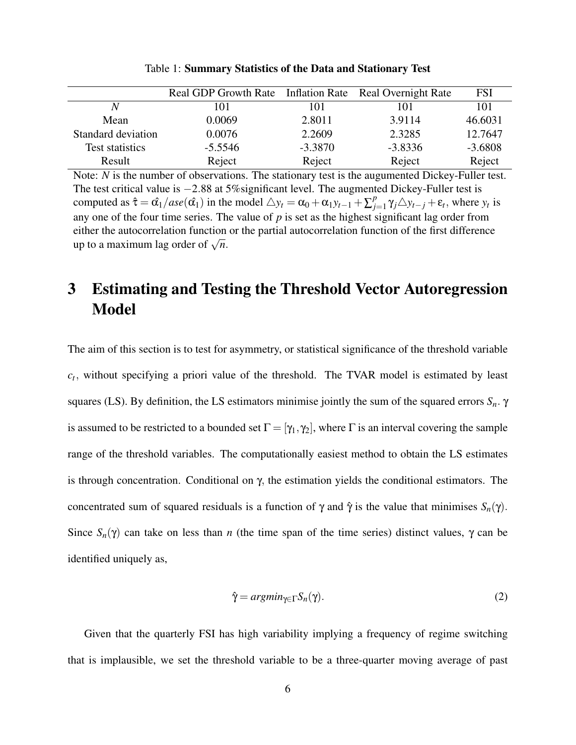Table 1: **Summary Statistics of the Data and Stationary Test**

| | Real GDP Growth Rate | Inflation Rate | Real Overnight Rate | FSI |
|---|---|---|---|---|
| $N$ | 101 | 101 | 101 | 101 |
| Mean | 0.0069 | 2.8011 | 3.9114 | 46.6031 |
| Standard deviation | 0.0076 | 2.2609 | 2.3285 | 12.7647 |
| Test statistics | -5.5546 | -3.3870 | -3.8336 | -3.6808 |
| Result | Reject | Reject | Reject | Reject |

Note: $N$ is the number of observations. The stationary test is the augumented Dickey-Fuller test. The test critical value is $-2.88$ at 5%significant level. The augmented Dickey-Fuller test is computed as $\hat{\tau} = \hat{\alpha_1}/ase(\hat{\alpha_1})$ in the model $\triangle y_t = \alpha_0 + \alpha_1 y_{t-1} + \sum_{j=1}^{p} \gamma_j \triangle y_{t-j} + \varepsilon_t$, where $y_t$ is any one of the four time series. The value of $p$ is set as the highest significant lag order from either the autocorrelation function or the partial autocorrelation function of the first difference up to a maximum lag order of $\sqrt{n}$.

# 3 Estimating and Testing the Threshold Vector Autoregression Model

The aim of this section is to test for asymmetry, or statistical significance of the threshold variable $c_t$, without specifying a priori value of the threshold. The TVAR model is estimated by least squares (LS). By definition, the LS estimators minimise jointly the sum of the squared errors $S_n$. $\gamma$ is assumed to be restricted to a bounded set $\Gamma = [\gamma_1, \gamma_2]$, where $\Gamma$ is an interval covering the sample range of the threshold variables. The computationally easiest method to obtain the LS estimates is through concentration. Conditional on $\gamma$, the estimation yields the conditional estimators. The concentrated sum of squared residuals is a function of $\gamma$ and $\hat{\gamma}$ is the value that minimises $S_n(\gamma)$. Since $S_n(\gamma)$ can take on less than $n$ (the time span of the time series) distinct values, $\gamma$ can be identified uniquely as,

$$\hat{\gamma} = argmin_{\gamma \in \Gamma} S_n(\gamma). \tag{2}$$

Given that the quarterly FSI has high variability implying a frequency of regime switching that is implausible, we set the threshold variable to be a three-quarter moving average of past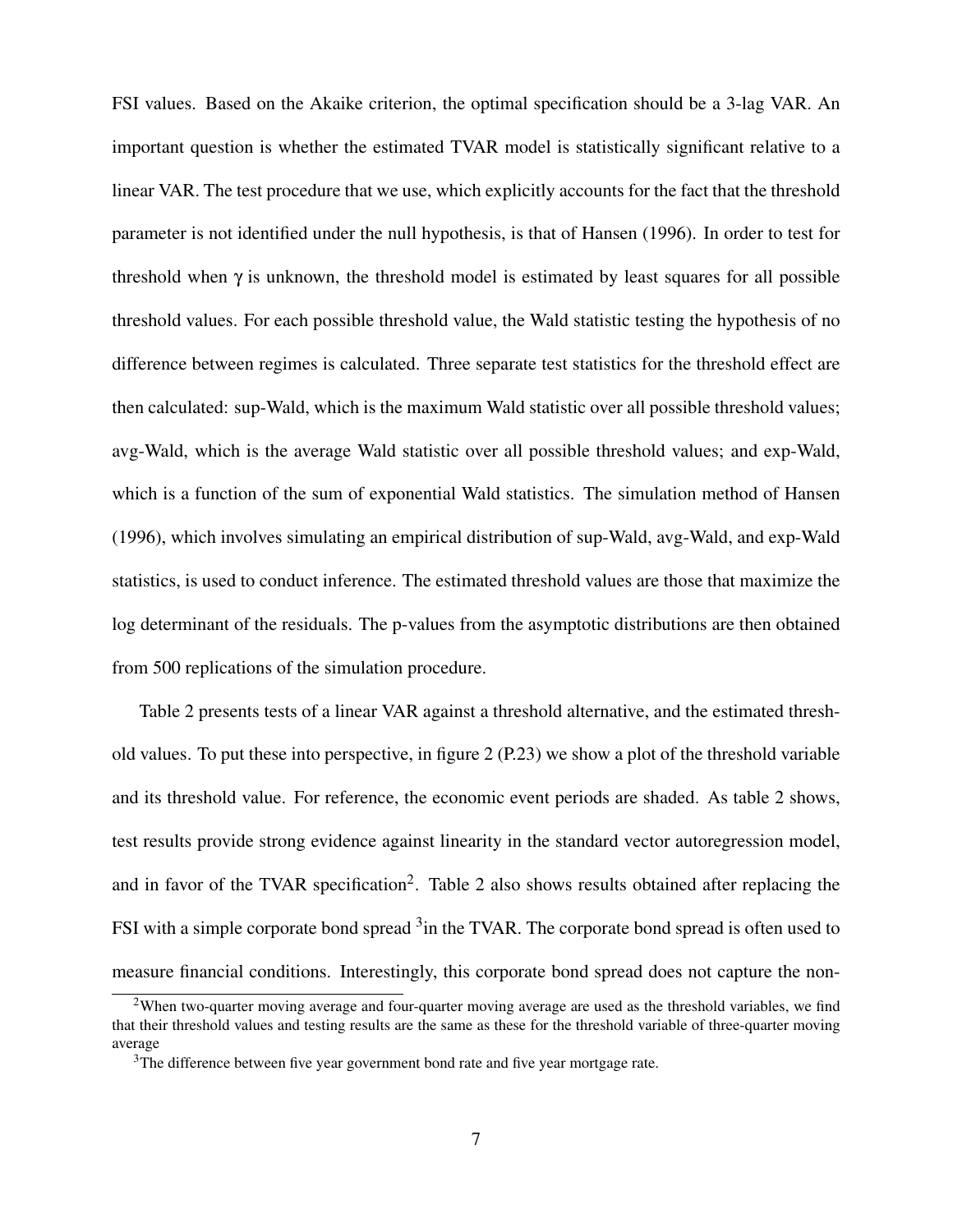FSI values. Based on the Akaike criterion, the optimal specification should be a 3-lag VAR. An important question is whether the estimated TVAR model is statistically significant relative to a linear VAR. The test procedure that we use, which explicitly accounts for the fact that the threshold parameter is not identified under the null hypothesis, is that of Hansen (1996). In order to test for threshold when $\gamma$ is unknown, the threshold model is estimated by least squares for all possible threshold values. For each possible threshold value, the Wald statistic testing the hypothesis of no difference between regimes is calculated. Three separate test statistics for the threshold effect are then calculated: sup-Wald, which is the maximum Wald statistic over all possible threshold values; avg-Wald, which is the average Wald statistic over all possible threshold values; and exp-Wald, which is a function of the sum of exponential Wald statistics. The simulation method of Hansen (1996), which involves simulating an empirical distribution of sup-Wald, avg-Wald, and exp-Wald statistics, is used to conduct inference. The estimated threshold values are those that maximize the log determinant of the residuals. The p-values from the asymptotic distributions are then obtained from 500 replications of the simulation procedure.

Table 2 presents tests of a linear VAR against a threshold alternative, and the estimated threshold values. To put these into perspective, in figure 2 (P.23) we show a plot of the threshold variable and its threshold value. For reference, the economic event periods are shaded. As table 2 shows, test results provide strong evidence against linearity in the standard vector autoregression model, and in favor of the TVAR specification[2]. Table 2 also shows results obtained after replacing the FSI with a simple corporate bond spread [3]in the TVAR. The corporate bond spread is often used to measure financial conditions. Interestingly, this corporate bond spread does not capture the non-

[2]When two-quarter moving average and four-quarter moving average are used as the threshold variables, we find that their threshold values and testing results are the same as these for the threshold variable of three-quarter moving average

[3]The difference between five year government bond rate and five year mortgage rate.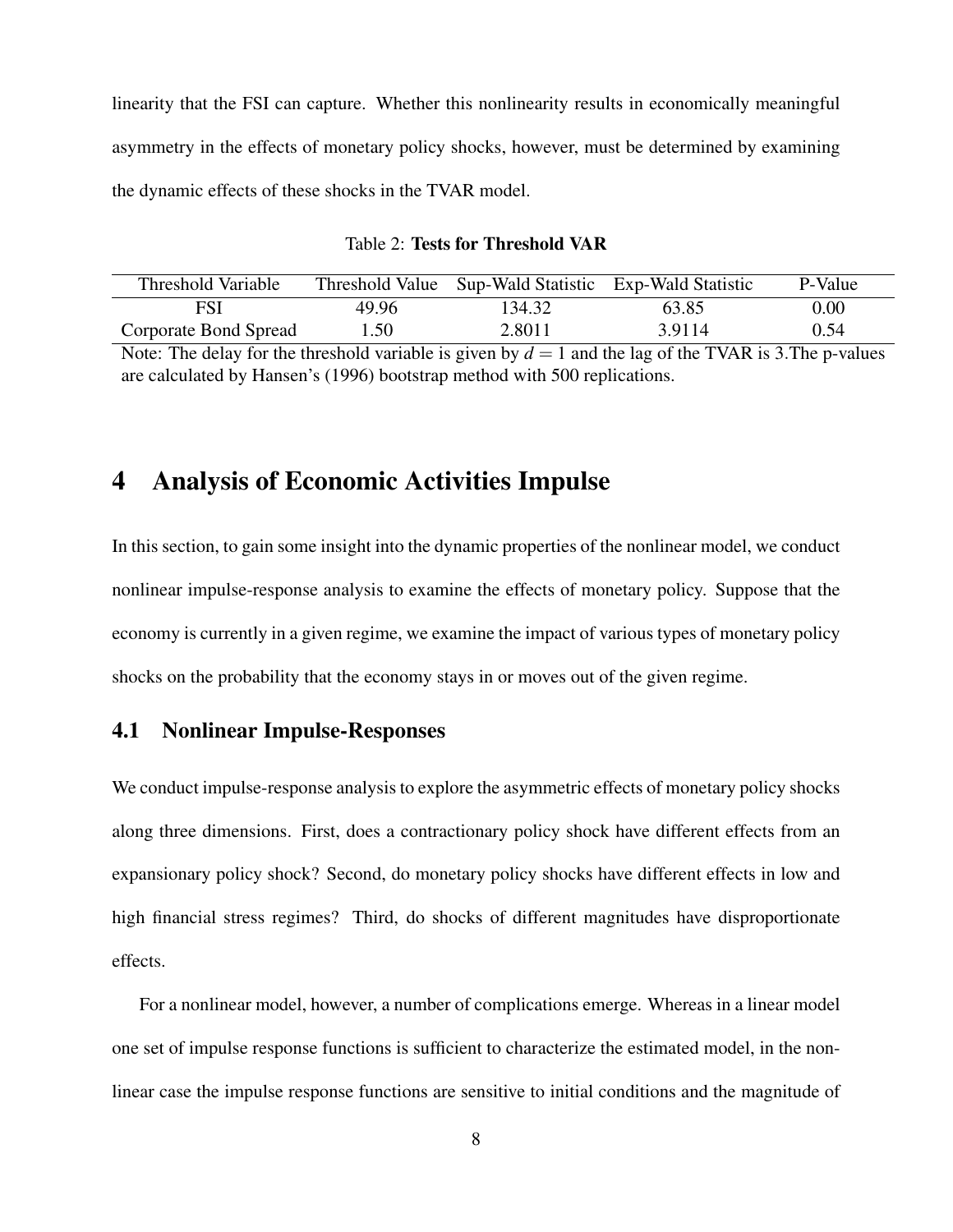linearity that the FSI can capture. Whether this nonlinearity results in economically meaningful asymmetry in the effects of monetary policy shocks, however, must be determined by examining the dynamic effects of these shocks in the TVAR model.

Table 2: **Tests for Threshold VAR**

| Threshold Variable | Threshold Value | Sup-Wald Statistic | Exp-Wald Statistic | P-Value |
|---|---|---|---|---|
| FSI | 49.96 | 134.32 | 63.85 | 0.00 |
| Corporate Bond Spread | 1.50 | 2.8011 | 3.9114 | 0.54 |

Note: The delay for the threshold variable is given by $d = 1$ and the lag of the TVAR is 3.The p-values are calculated by Hansen's (1996) bootstrap method with 500 replications.

# 4 Analysis of Economic Activities Impulse

In this section, to gain some insight into the dynamic properties of the nonlinear model, we conduct nonlinear impulse-response analysis to examine the effects of monetary policy. Suppose that the economy is currently in a given regime, we examine the impact of various types of monetary policy shocks on the probability that the economy stays in or moves out of the given regime.

## 4.1 Nonlinear Impulse-Responses

We conduct impulse-response analysis to explore the asymmetric effects of monetary policy shocks along three dimensions. First, does a contractionary policy shock have different effects from an expansionary policy shock? Second, do monetary policy shocks have different effects in low and high financial stress regimes? Third, do shocks of different magnitudes have disproportionate effects.

For a nonlinear model, however, a number of complications emerge. Whereas in a linear model one set of impulse response functions is sufficient to characterize the estimated model, in the nonlinear case the impulse response functions are sensitive to initial conditions and the magnitude of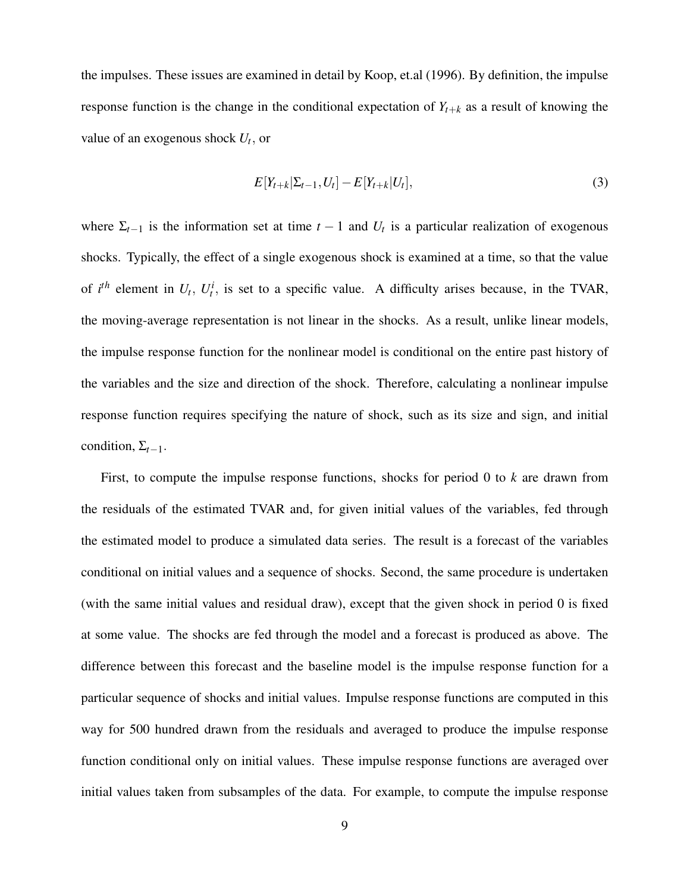the impulses. These issues are examined in detail by Koop, et.al (1996). By definition, the impulse response function is the change in the conditional expectation of $Y_{t+k}$ as a result of knowing the value of an exogenous shock $U_t$, or

$$E[Y_{t+k}|\Sigma_{t-1}, U_t] - E[Y_{t+k}|U_t], \tag{3}$$

where $\Sigma_{t-1}$ is the information set at time $t-1$ and $U_t$ is a particular realization of exogenous shocks. Typically, the effect of a single exogenous shock is examined at a time, so that the value of $i^{th}$ element in $U_t$, $U_t^i$, is set to a specific value. A difficulty arises because, in the TVAR, the moving-average representation is not linear in the shocks. As a result, unlike linear models, the impulse response function for the nonlinear model is conditional on the entire past history of the variables and the size and direction of the shock. Therefore, calculating a nonlinear impulse response function requires specifying the nature of shock, such as its size and sign, and initial condition, $\Sigma_{t-1}$.

First, to compute the impulse response functions, shocks for period 0 to $k$ are drawn from the residuals of the estimated TVAR and, for given initial values of the variables, fed through the estimated model to produce a simulated data series. The result is a forecast of the variables conditional on initial values and a sequence of shocks. Second, the same procedure is undertaken (with the same initial values and residual draw), except that the given shock in period 0 is fixed at some value. The shocks are fed through the model and a forecast is produced as above. The difference between this forecast and the baseline model is the impulse response function for a particular sequence of shocks and initial values. Impulse response functions are computed in this way for 500 hundred drawn from the residuals and averaged to produce the impulse response function conditional only on initial values. These impulse response functions are averaged over initial values taken from subsamples of the data. For example, to compute the impulse response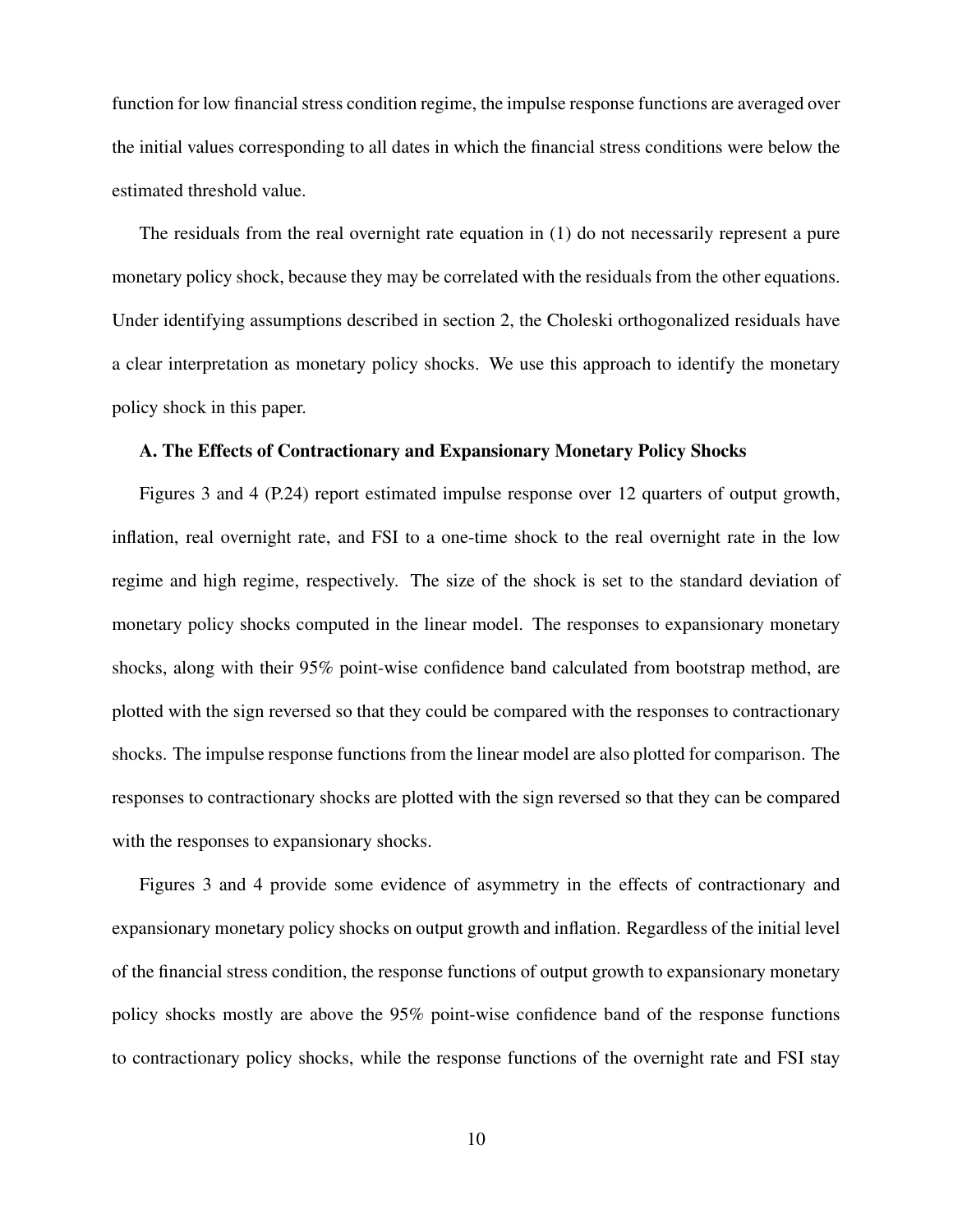function for low financial stress condition regime, the impulse response functions are averaged over the initial values corresponding to all dates in which the financial stress conditions were below the estimated threshold value.

The residuals from the real overnight rate equation in (1) do not necessarily represent a pure monetary policy shock, because they may be correlated with the residuals from the other equations. Under identifying assumptions described in section 2, the Choleski orthogonalized residuals have a clear interpretation as monetary policy shocks. We use this approach to identify the monetary policy shock in this paper.

### A. The Effects of Contractionary and Expansionary Monetary Policy Shocks

Figures 3 and 4 (P.24) report estimated impulse response over 12 quarters of output growth, inflation, real overnight rate, and FSI to a one-time shock to the real overnight rate in the low regime and high regime, respectively. The size of the shock is set to the standard deviation of monetary policy shocks computed in the linear model. The responses to expansionary monetary shocks, along with their 95% point-wise confidence band calculated from bootstrap method, are plotted with the sign reversed so that they could be compared with the responses to contractionary shocks. The impulse response functions from the linear model are also plotted for comparison. The responses to contractionary shocks are plotted with the sign reversed so that they can be compared with the responses to expansionary shocks.

Figures 3 and 4 provide some evidence of asymmetry in the effects of contractionary and expansionary monetary policy shocks on output growth and inflation. Regardless of the initial level of the financial stress condition, the response functions of output growth to expansionary monetary policy shocks mostly are above the 95% point-wise confidence band of the response functions to contractionary policy shocks, while the response functions of the overnight rate and FSI stay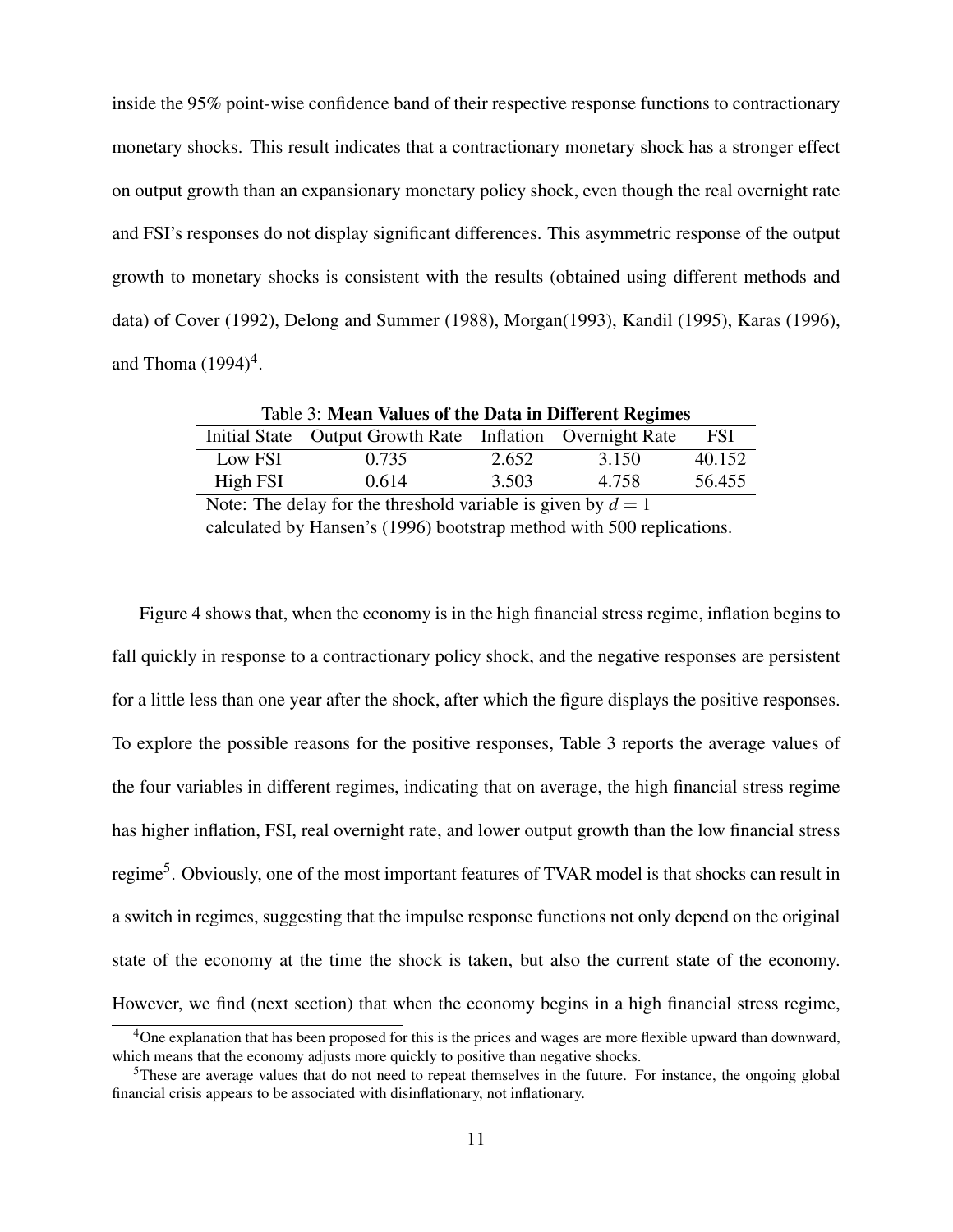inside the 95% point-wise confidence band of their respective response functions to contractionary monetary shocks. This result indicates that a contractionary monetary shock has a stronger effect on output growth than an expansionary monetary policy shock, even though the real overnight rate and FSI's responses do not display significant differences. This asymmetric response of the output growth to monetary shocks is consistent with the results (obtained using different methods and data) of Cover (1992), Delong and Summer (1988), Morgan(1993), Kandil (1995), Karas (1996), and Thoma (1994)[4].

Table 3: **Mean Values of the Data in Different Regimes**

| Initial State | Output Growth Rate | Inflation | Overnight Rate | FSI |
|---|---|---|---|---|
| Low FSI | 0.735 | 2.652 | 3.150 | 40.152 |
| High FSI | 0.614 | 3.503 | 4.758 | 56.455 |

Note: The delay for the threshold variable is given by $d = 1$ calculated by Hansen's (1996) bootstrap method with 500 replications.

Figure 4 shows that, when the economy is in the high financial stress regime, inflation begins to fall quickly in response to a contractionary policy shock, and the negative responses are persistent for a little less than one year after the shock, after which the figure displays the positive responses. To explore the possible reasons for the positive responses, Table 3 reports the average values of the four variables in different regimes, indicating that on average, the high financial stress regime has higher inflation, FSI, real overnight rate, and lower output growth than the low financial stress regime[5]. Obviously, one of the most important features of TVAR model is that shocks can result in a switch in regimes, suggesting that the impulse response functions not only depend on the original state of the economy at the time the shock is taken, but also the current state of the economy. However, we find (next section) that when the economy begins in a high financial stress regime,

[4]One explanation that has been proposed for this is the prices and wages are more flexible upward than downward, which means that the economy adjusts more quickly to positive than negative shocks.

[5]These are average values that do not need to repeat themselves in the future. For instance, the ongoing global financial crisis appears to be associated with disinflationary, not inflationary.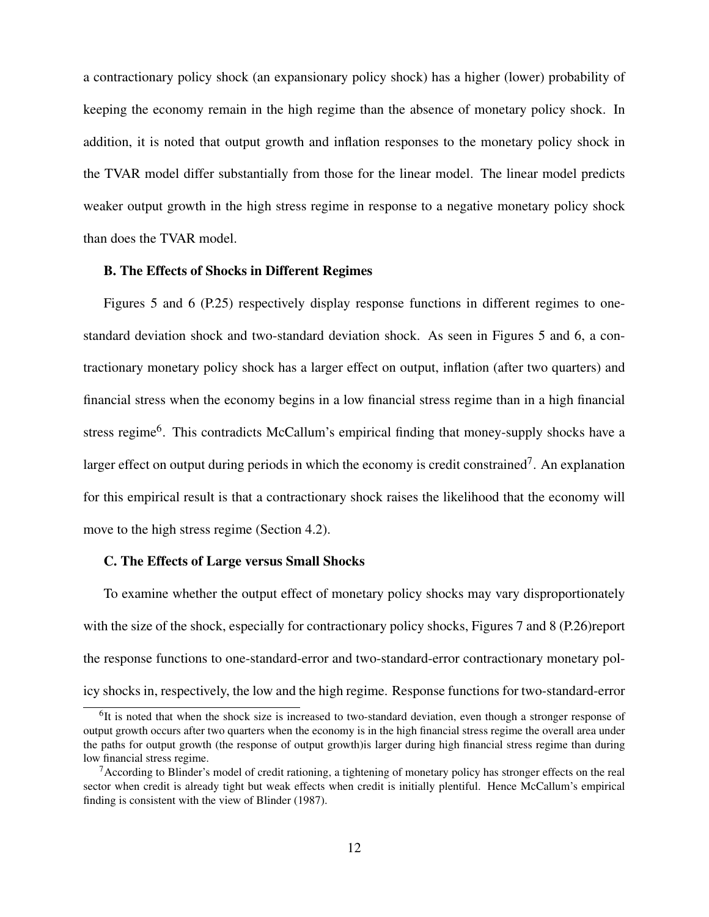a contractionary policy shock (an expansionary policy shock) has a higher (lower) probability of keeping the economy remain in the high regime than the absence of monetary policy shock. In addition, it is noted that output growth and inflation responses to the monetary policy shock in the TVAR model differ substantially from those for the linear model. The linear model predicts weaker output growth in the high stress regime in response to a negative monetary policy shock than does the TVAR model.

### B. The Effects of Shocks in Different Regimes

Figures 5 and 6 (P.25) respectively display response functions in different regimes to one-standard deviation shock and two-standard deviation shock. As seen in Figures 5 and 6, a contractionary monetary policy shock has a larger effect on output, inflation (after two quarters) and financial stress when the economy begins in a low financial stress regime than in a high financial stress regime[6]. This contradicts McCallum's empirical finding that money-supply shocks have a larger effect on output during periods in which the economy is credit constrained[7]. An explanation for this empirical result is that a contractionary shock raises the likelihood that the economy will move to the high stress regime (Section 4.2).

### C. The Effects of Large versus Small Shocks

To examine whether the output effect of monetary policy shocks may vary disproportionately with the size of the shock, especially for contractionary policy shocks, Figures 7 and 8 (P.26)report the response functions to one-standard-error and two-standard-error contractionary monetary policy shocks in, respectively, the low and the high regime. Response functions for two-standard-error

[6] It is noted that when the shock size is increased to two-standard deviation, even though a stronger response of output growth occurs after two quarters when the economy is in the high financial stress regime the overall area under the paths for output growth (the response of output growth)is larger during high financial stress regime than during low financial stress regime.

[7] According to Blinder's model of credit rationing, a tightening of monetary policy has stronger effects on the real sector when credit is already tight but weak effects when credit is initially plentiful. Hence McCallum's empirical finding is consistent with the view of Blinder (1987).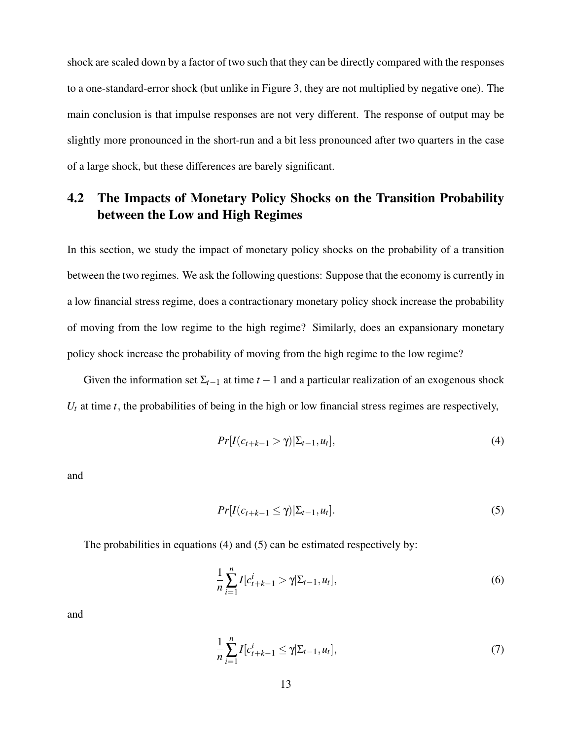shock are scaled down by a factor of two such that they can be directly compared with the responses to a one-standard-error shock (but unlike in Figure 3, they are not multiplied by negative one). The main conclusion is that impulse responses are not very different. The response of output may be slightly more pronounced in the short-run and a bit less pronounced after two quarters in the case of a large shock, but these differences are barely significant.

## 4.2 The Impacts of Monetary Policy Shocks on the Transition Probability between the Low and High Regimes

In this section, we study the impact of monetary policy shocks on the probability of a transition between the two regimes. We ask the following questions: Suppose that the economy is currently in a low financial stress regime, does a contractionary monetary policy shock increase the probability of moving from the low regime to the high regime? Similarly, does an expansionary monetary policy shock increase the probability of moving from the high regime to the low regime?

Given the information set $\Sigma_{t-1}$ at time $t-1$ and a particular realization of an exogenous shock $U_t$ at time $t$, the probabilities of being in the high or low financial stress regimes are respectively,

$$Pr[I(c_{t+k-1} > \gamma)|\Sigma_{t-1}, u_t], \tag{4}$$

and

$$Pr[I(c_{t+k-1} \leq \gamma)|\Sigma_{t-1}, u_t]. \tag{5}$$

The probabilities in equations (4) and (5) can be estimated respectively by:

$$\frac{1}{n}\sum_{i=1}^{n} I[c^i_{t+k-1} > \gamma|\Sigma_{t-1}, u_t], \tag{6}$$

and

$$\frac{1}{n}\sum_{i=1}^{n} I[c^i_{t+k-1} \leq \gamma|\Sigma_{t-1}, u_t], \tag{7}$$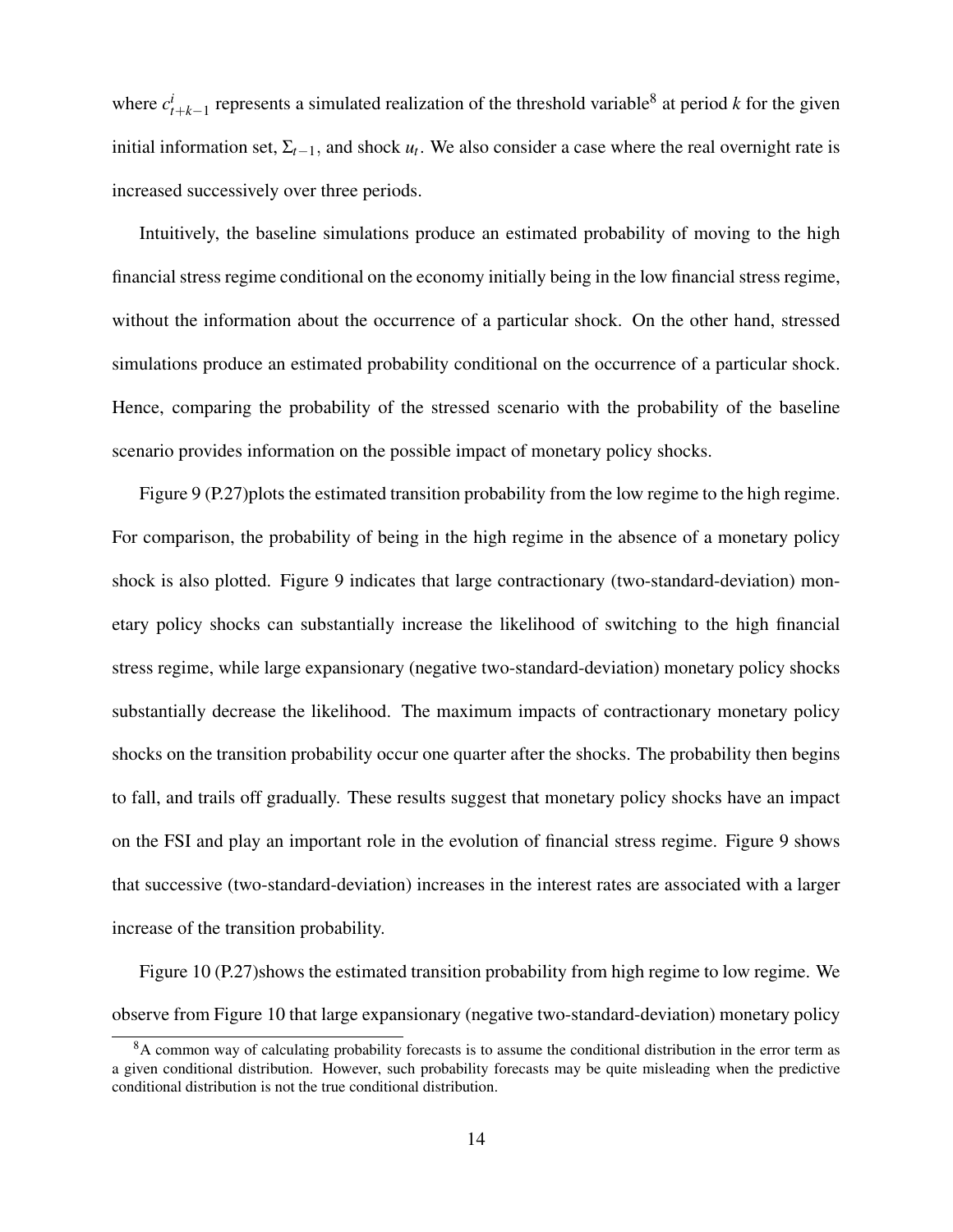where $c^{i}_{t+k-1}$ represents a simulated realization of the threshold variable[8] at period $k$ for the given initial information set, $\Sigma_{t-1}$, and shock $u_t$. We also consider a case where the real overnight rate is increased successively over three periods.

Intuitively, the baseline simulations produce an estimated probability of moving to the high financial stress regime conditional on the economy initially being in the low financial stress regime, without the information about the occurrence of a particular shock. On the other hand, stressed simulations produce an estimated probability conditional on the occurrence of a particular shock. Hence, comparing the probability of the stressed scenario with the probability of the baseline scenario provides information on the possible impact of monetary policy shocks.

Figure 9 (P.27)plots the estimated transition probability from the low regime to the high regime. For comparison, the probability of being in the high regime in the absence of a monetary policy shock is also plotted. Figure 9 indicates that large contractionary (two-standard-deviation) monetary policy shocks can substantially increase the likelihood of switching to the high financial stress regime, while large expansionary (negative two-standard-deviation) monetary policy shocks substantially decrease the likelihood. The maximum impacts of contractionary monetary policy shocks on the transition probability occur one quarter after the shocks. The probability then begins to fall, and trails off gradually. These results suggest that monetary policy shocks have an impact on the FSI and play an important role in the evolution of financial stress regime. Figure 9 shows that successive (two-standard-deviation) increases in the interest rates are associated with a larger increase of the transition probability.

Figure 10 (P.27)shows the estimated transition probability from high regime to low regime. We observe from Figure 10 that large expansionary (negative two-standard-deviation) monetary policy

[8] A common way of calculating probability forecasts is to assume the conditional distribution in the error term as a given conditional distribution. However, such probability forecasts may be quite misleading when the predictive conditional distribution is not the true conditional distribution.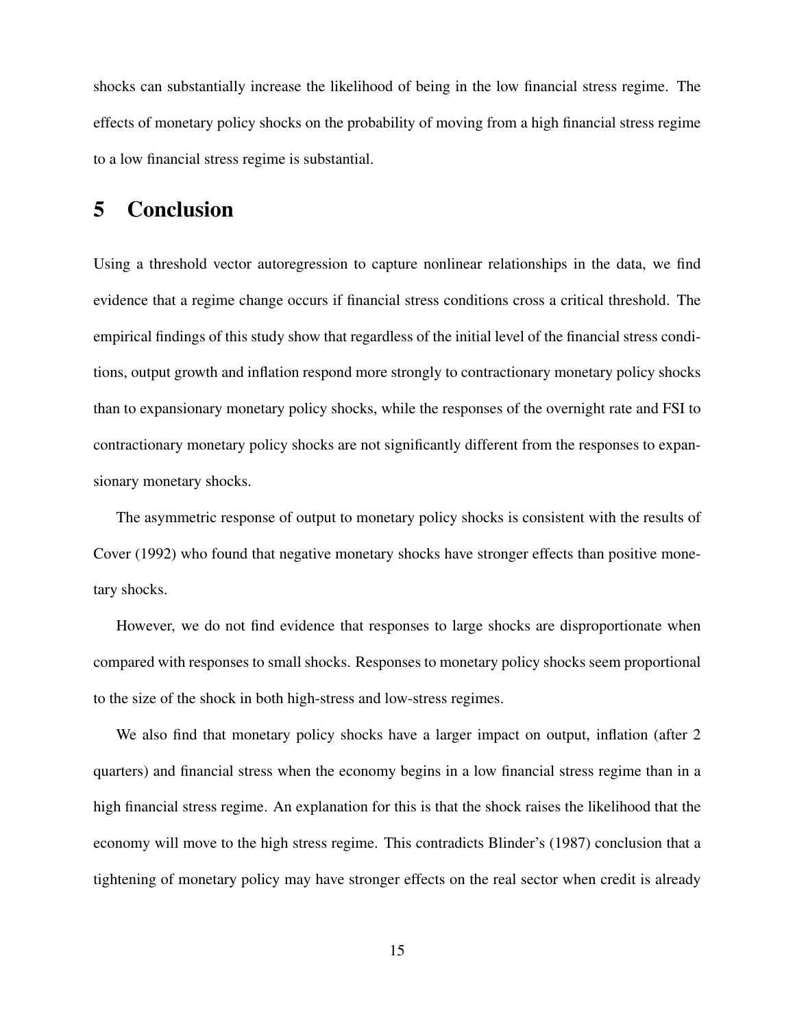shocks can substantially increase the likelihood of being in the low financial stress regime. The effects of monetary policy shocks on the probability of moving from a high financial stress regime to a low financial stress regime is substantial.

# 5 Conclusion

Using a threshold vector autoregression to capture nonlinear relationships in the data, we find evidence that a regime change occurs if financial stress conditions cross a critical threshold. The empirical findings of this study show that regardless of the initial level of the financial stress conditions, output growth and inflation respond more strongly to contractionary monetary policy shocks than to expansionary monetary policy shocks, while the responses of the overnight rate and FSI to contractionary monetary policy shocks are not significantly different from the responses to expansionary monetary shocks.

The asymmetric response of output to monetary policy shocks is consistent with the results of Cover (1992) who found that negative monetary shocks have stronger effects than positive monetary shocks.

However, we do not find evidence that responses to large shocks are disproportionate when compared with responses to small shocks. Responses to monetary policy shocks seem proportional to the size of the shock in both high-stress and low-stress regimes.

We also find that monetary policy shocks have a larger impact on output, inflation (after 2 quarters) and financial stress when the economy begins in a low financial stress regime than in a high financial stress regime. An explanation for this is that the shock raises the likelihood that the economy will move to the high stress regime. This contradicts Blinder's (1987) conclusion that a tightening of monetary policy may have stronger effects on the real sector when credit is already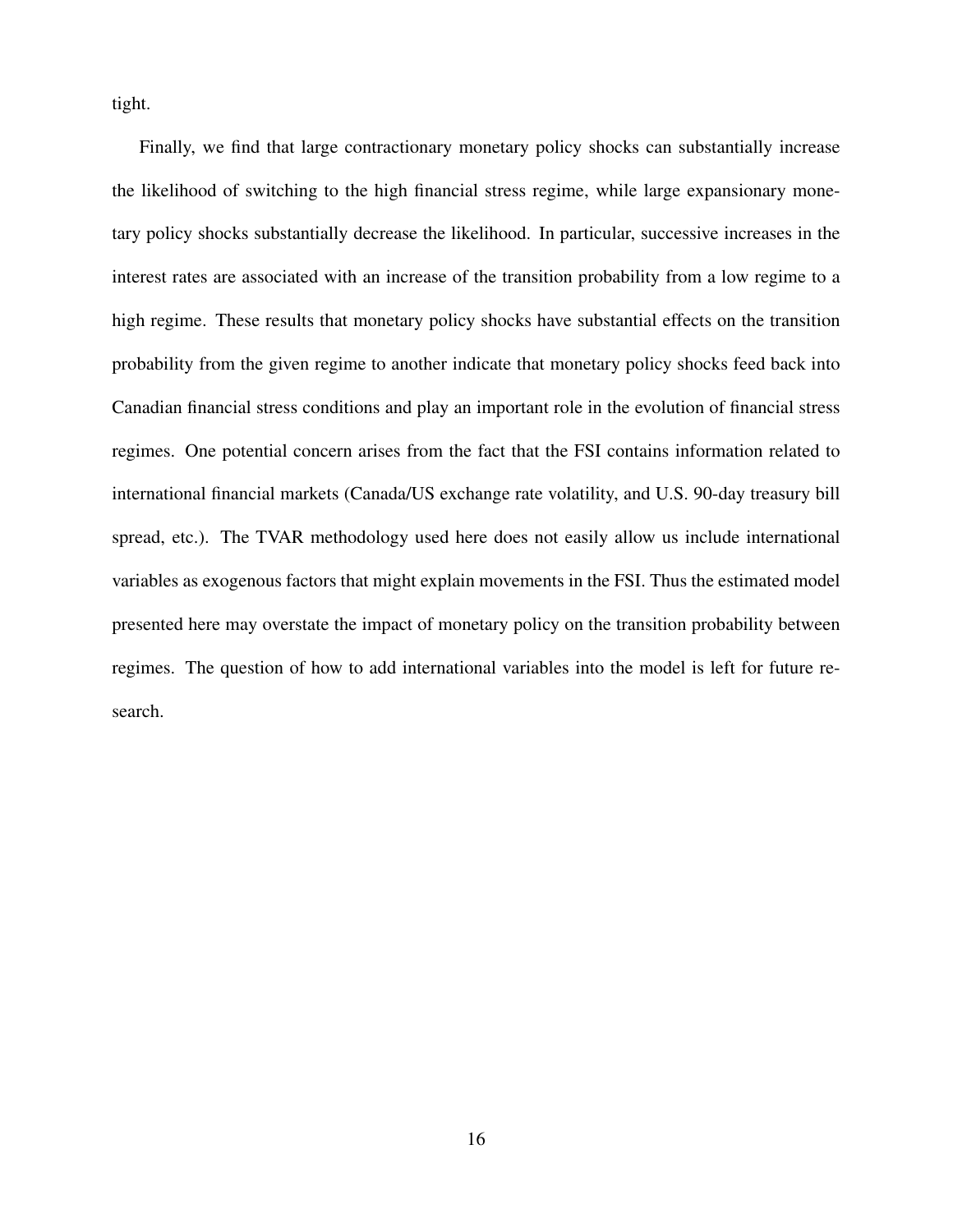tight.

Finally, we find that large contractionary monetary policy shocks can substantially increase the likelihood of switching to the high financial stress regime, while large expansionary monetary policy shocks substantially decrease the likelihood. In particular, successive increases in the interest rates are associated with an increase of the transition probability from a low regime to a high regime. These results that monetary policy shocks have substantial effects on the transition probability from the given regime to another indicate that monetary policy shocks feed back into Canadian financial stress conditions and play an important role in the evolution of financial stress regimes. One potential concern arises from the fact that the FSI contains information related to international financial markets (Canada/US exchange rate volatility, and U.S. 90-day treasury bill spread, etc.). The TVAR methodology used here does not easily allow us include international variables as exogenous factors that might explain movements in the FSI. Thus the estimated model presented here may overstate the impact of monetary policy on the transition probability between regimes. The question of how to add international variables into the model is left for future research.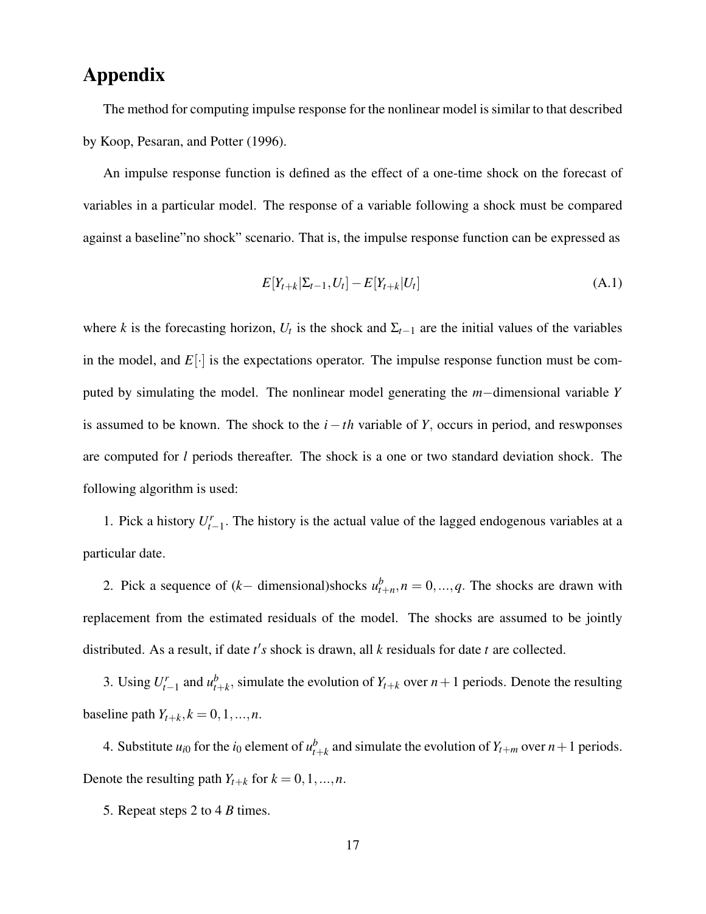# Appendix

The method for computing impulse response for the nonlinear model is similar to that described by Koop, Pesaran, and Potter (1996).

An impulse response function is defined as the effect of a one-time shock on the forecast of variables in a particular model. The response of a variable following a shock must be compared against a baseline"no shock" scenario. That is, the impulse response function can be expressed as

$$E[Y_{t+k}|\Sigma_{t-1}, U_t] - E[Y_{t+k}|U_t] \tag{A.1}$$

where $k$ is the forecasting horizon, $U_t$ is the shock and $\Sigma_{t-1}$ are the initial values of the variables in the model, and $E[\cdot]$ is the expectations operator. The impulse response function must be computed by simulating the model. The nonlinear model generating the $m-$dimensional variable $Y$ is assumed to be known. The shock to the $i-th$ variable of $Y$, occurs in period, and reswponses are computed for $l$ periods thereafter. The shock is a one or two standard deviation shock. The following algorithm is used:

1. Pick a history $U^r_{t-1}$. The history is the actual value of the lagged endogenous variables at a particular date.

2. Pick a sequence of ($k-$ dimensional)shocks $u^b_{t+n}, n = 0, ..., q$. The shocks are drawn with replacement from the estimated residuals of the model. The shocks are assumed to be jointly distributed. As a result, if date $t's$ shock is drawn, all $k$ residuals for date $t$ are collected.

3. Using $U^r_{t-1}$ and $u^b_{t+k}$, simulate the evolution of $Y_{t+k}$ over $n+1$ periods. Denote the resulting baseline path $Y_{t+k}, k = 0, 1, ..., n$.

4. Substitute $u_{i0}$ for the $i_0$ element of $u^b_{t+k}$ and simulate the evolution of $Y_{t+m}$ over $n+1$ periods. Denote the resulting path $Y_{t+k}$ for $k = 0, 1, ..., n$.

5. Repeat steps 2 to 4 $B$ times.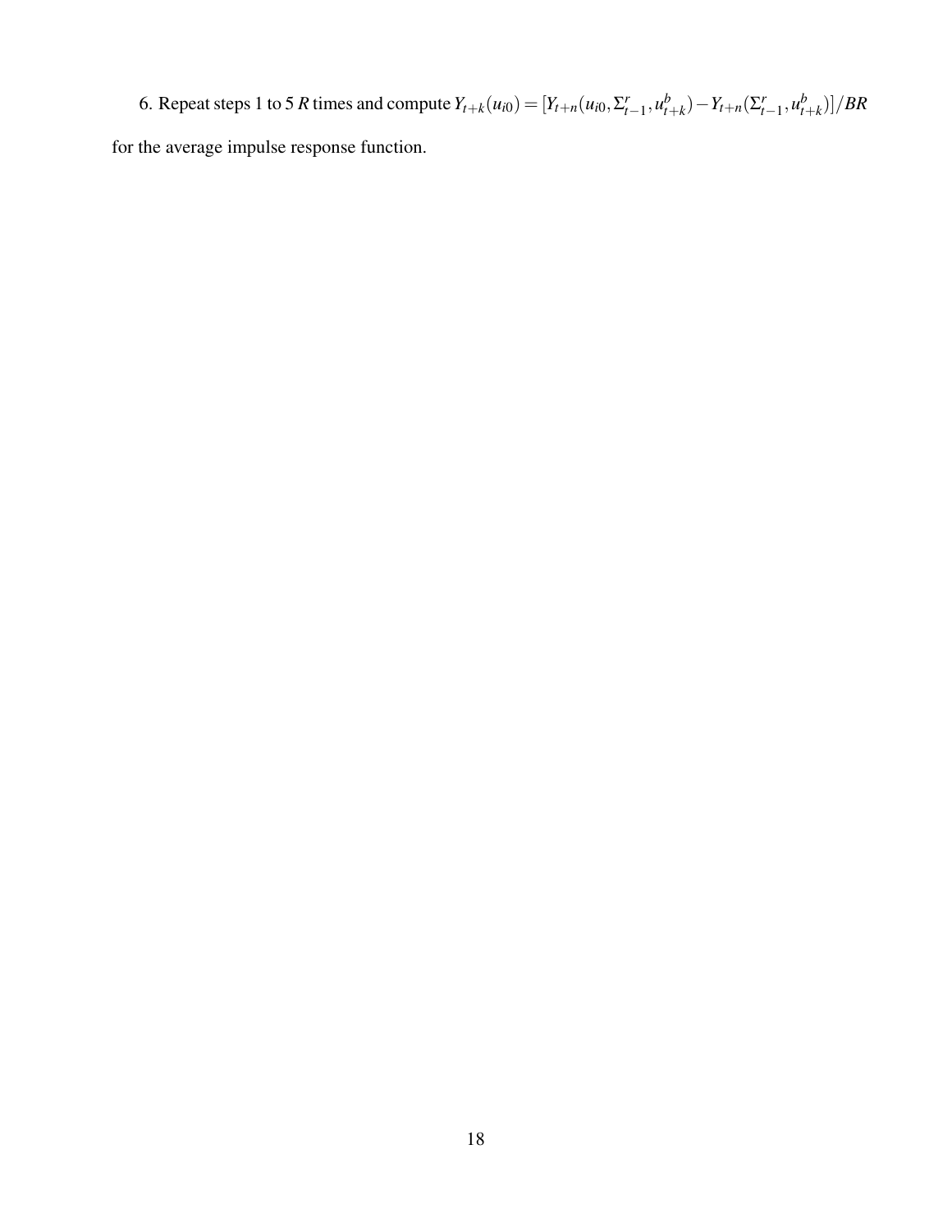6. Repeat steps 1 to 5 $R$ times and compute $Y_{t+k}(u_{i0}) = [Y_{t+n}(u_{i0}, \Sigma^r_{t-1}, u^b_{t+k}) - Y_{t+n}(\Sigma^r_{t-1}, u^b_{t+k})]/BR$ for the average impulse response function.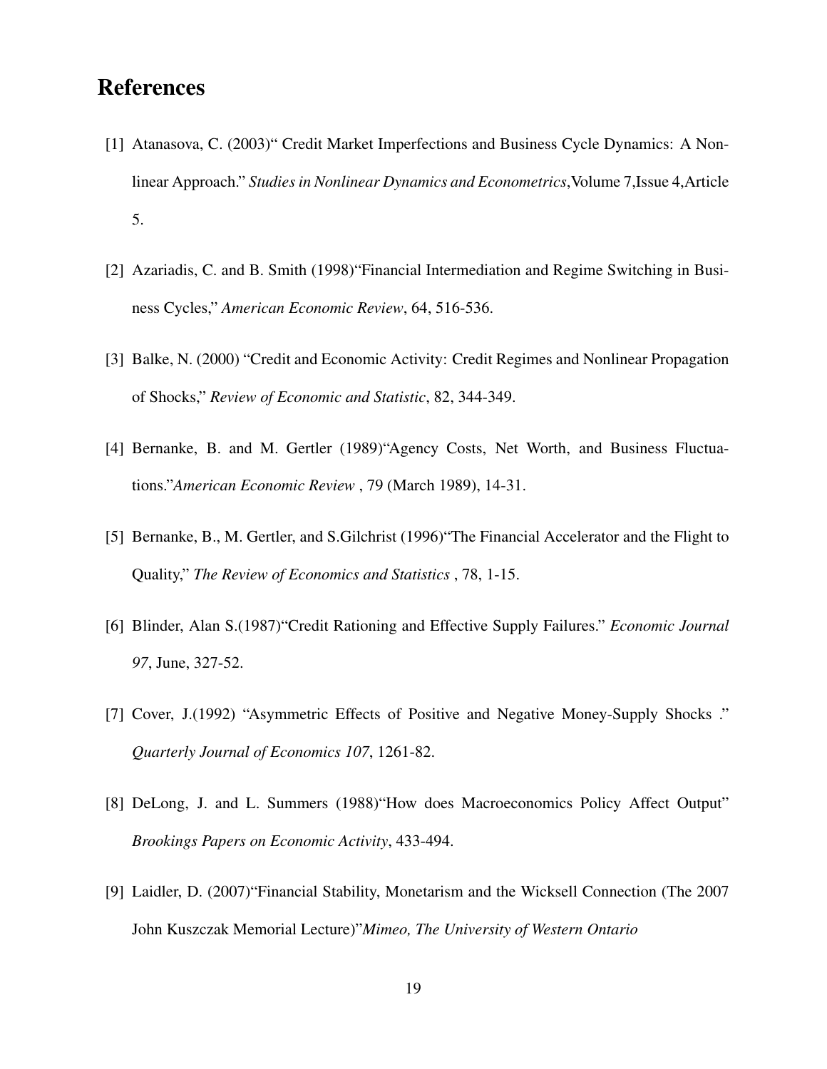# References

[1] Atanasova, C. (2003)" Credit Market Imperfections and Business Cycle Dynamics: A Nonlinear Approach." *Studies in Nonlinear Dynamics and Econometrics*,Volume 7,Issue 4,Article 5.

[2] Azariadis, C. and B. Smith (1998)"Financial Intermediation and Regime Switching in Business Cycles," *American Economic Review*, 64, 516-536.

[3] Balke, N. (2000) "Credit and Economic Activity: Credit Regimes and Nonlinear Propagation of Shocks," *Review of Economic and Statistic*, 82, 344-349.

[4] Bernanke, B. and M. Gertler (1989)"Agency Costs, Net Worth, and Business Fluctuations."*American Economic Review* , 79 (March 1989), 14-31.

[5] Bernanke, B., M. Gertler, and S.Gilchrist (1996)"The Financial Accelerator and the Flight to Quality," *The Review of Economics and Statistics* , 78, 1-15.

[6] Blinder, Alan S.(1987)"Credit Rationing and Effective Supply Failures." *Economic Journal 97*, June, 327-52.

[7] Cover, J.(1992) "Asymmetric Effects of Positive and Negative Money-Supply Shocks ." *Quarterly Journal of Economics 107*, 1261-82.

[8] DeLong, J. and L. Summers (1988)"How does Macroeconomics Policy Affect Output" *Brookings Papers on Economic Activity*, 433-494.

[9] Laidler, D. (2007)"Financial Stability, Monetarism and the Wicksell Connection (The 2007 John Kuszczak Memorial Lecture)"*Mimeo, The University of Western Ontario*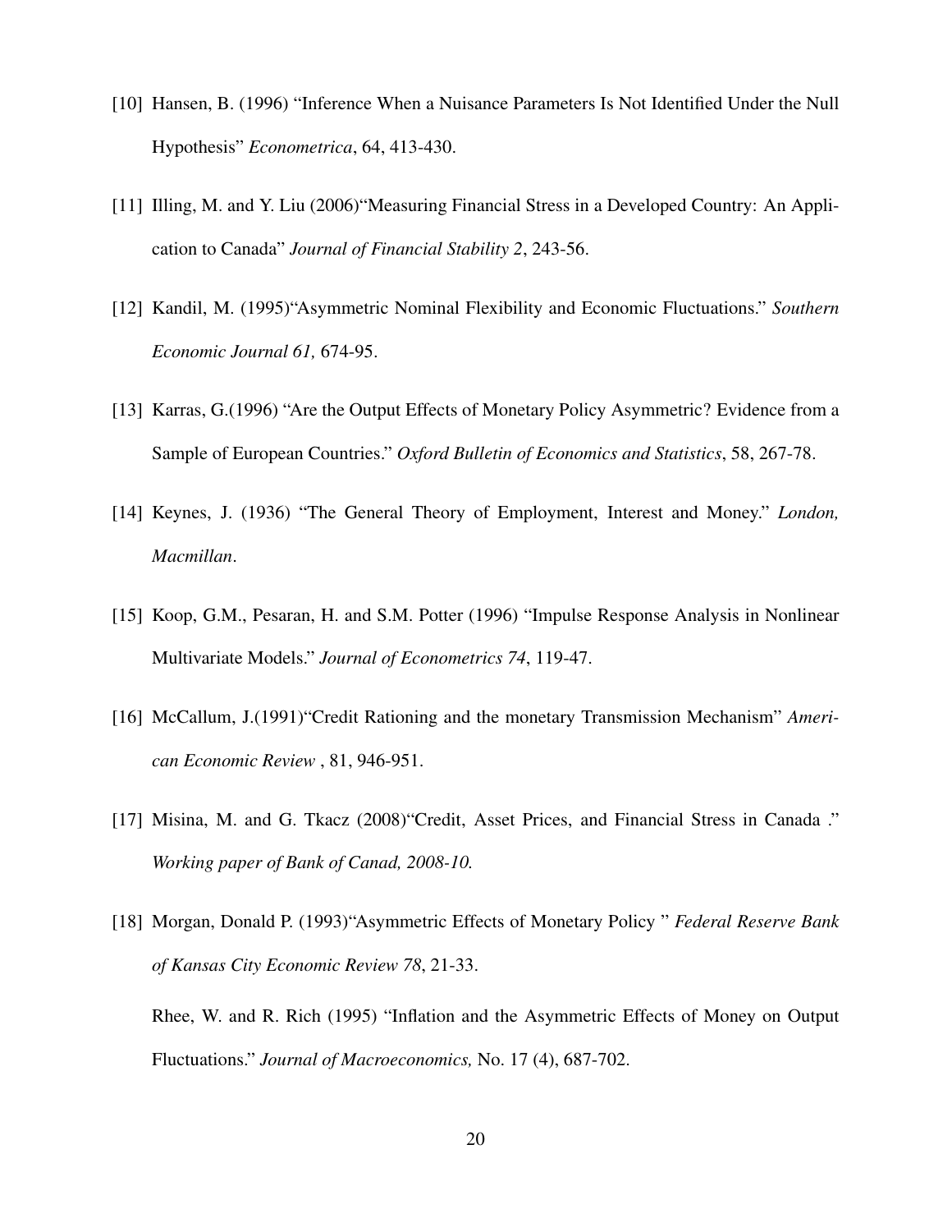[10] Hansen, B. (1996) "Inference When a Nuisance Parameters Is Not Identified Under the Null Hypothesis" *Econometrica*, 64, 413-430.

[11] Illing, M. and Y. Liu (2006)"Measuring Financial Stress in a Developed Country: An Application to Canada" *Journal of Financial Stability 2*, 243-56.

[12] Kandil, M. (1995)"Asymmetric Nominal Flexibility and Economic Fluctuations." *Southern Economic Journal 61,* 674-95.

[13] Karras, G.(1996) "Are the Output Effects of Monetary Policy Asymmetric? Evidence from a Sample of European Countries." *Oxford Bulletin of Economics and Statistics*, 58, 267-78.

[14] Keynes, J. (1936) "The General Theory of Employment, Interest and Money." *London, Macmillan*.

[15] Koop, G.M., Pesaran, H. and S.M. Potter (1996) "Impulse Response Analysis in Nonlinear Multivariate Models." *Journal of Econometrics 74*, 119-47.

[16] McCallum, J.(1991)"Credit Rationing and the monetary Transmission Mechanism" *American Economic Review* , 81, 946-951.

[17] Misina, M. and G. Tkacz (2008)"Credit, Asset Prices, and Financial Stress in Canada ." *Working paper of Bank of Canad, 2008-10.*

[18] Morgan, Donald P. (1993)"Asymmetric Effects of Monetary Policy " *Federal Reserve Bank of Kansas City Economic Review 78*, 21-33.

Rhee, W. and R. Rich (1995) "Inflation and the Asymmetric Effects of Money on Output Fluctuations." *Journal of Macroeconomics,* No. 17 (4), 687-702.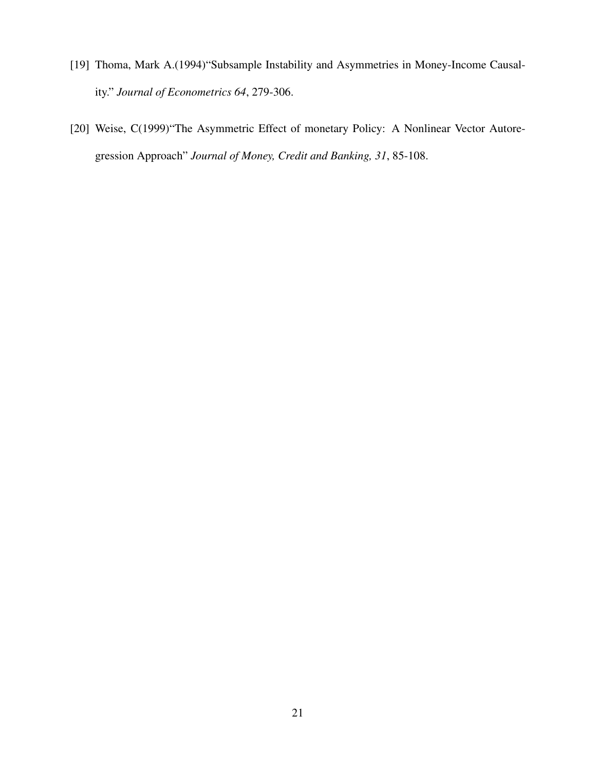[19] Thoma, Mark A.(1994)"Subsample Instability and Asymmetries in Money-Income Causality." *Journal of Econometrics 64*, 279-306.

[20] Weise, C(1999)"The Asymmetric Effect of monetary Policy: A Nonlinear Vector Autoregression Approach" *Journal of Money, Credit and Banking, 31*, 85-108.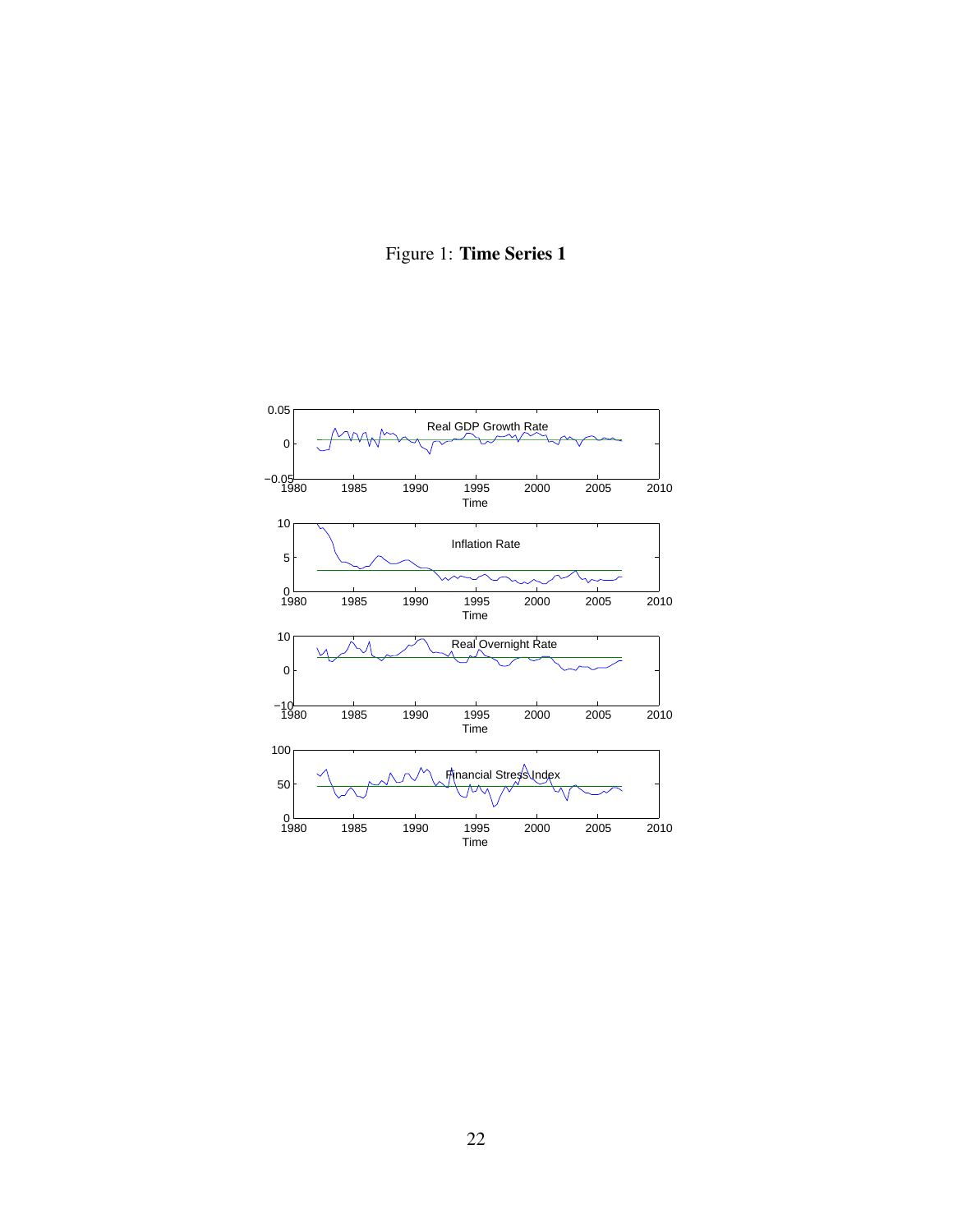Figure 1: **Time Series 1**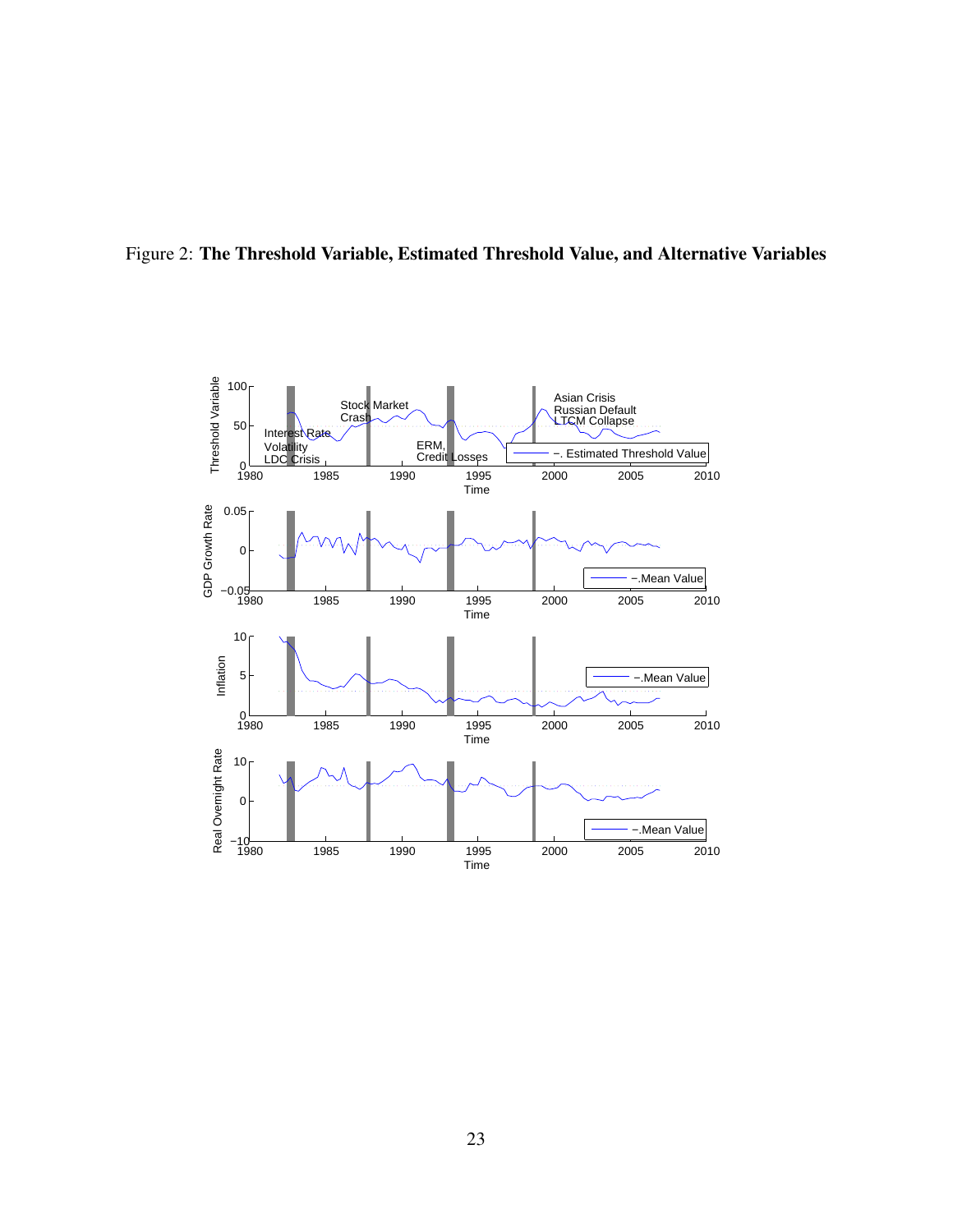Figure 2: **The Threshold Variable, Estimated Threshold Value, and Alternative Variables**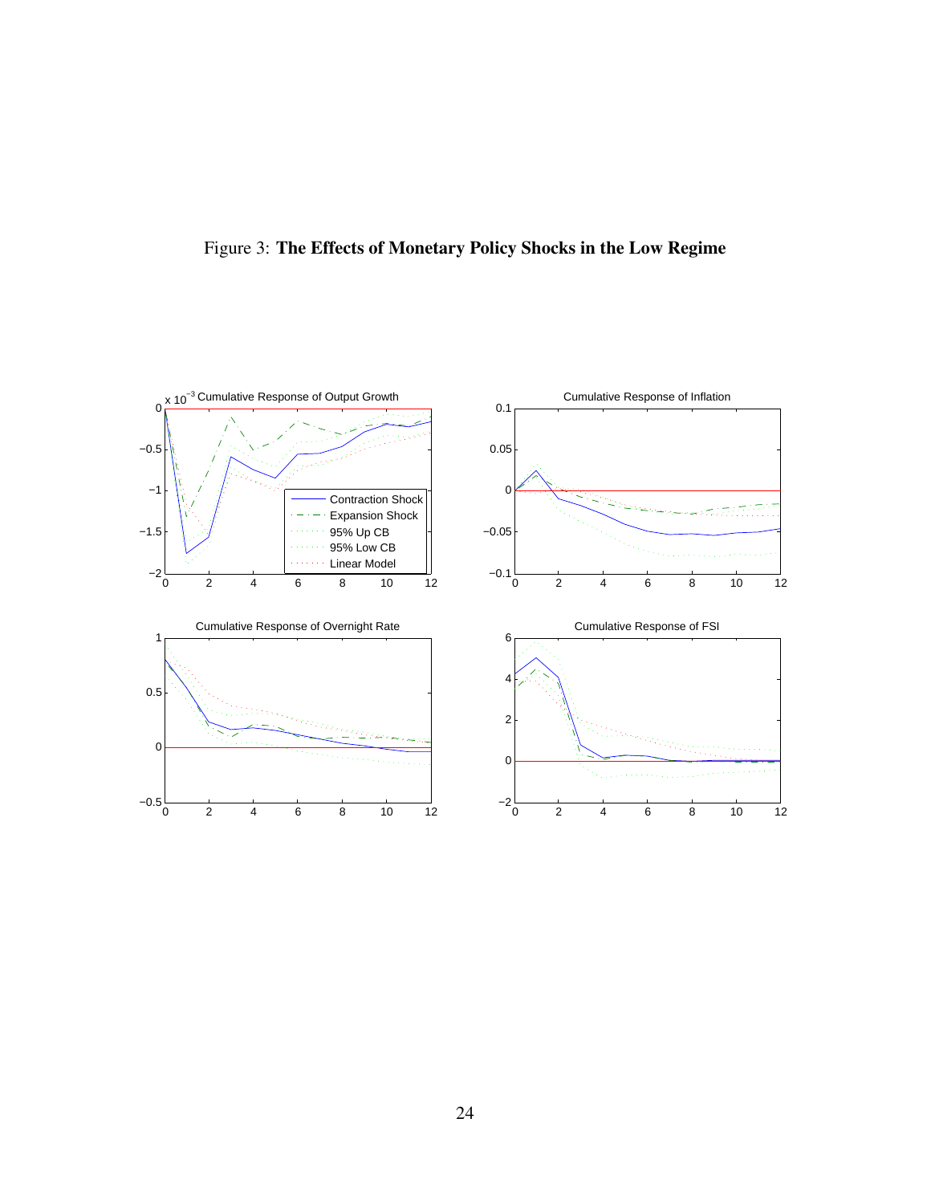Figure 3: **The Effects of Monetary Policy Shocks in the Low Regime**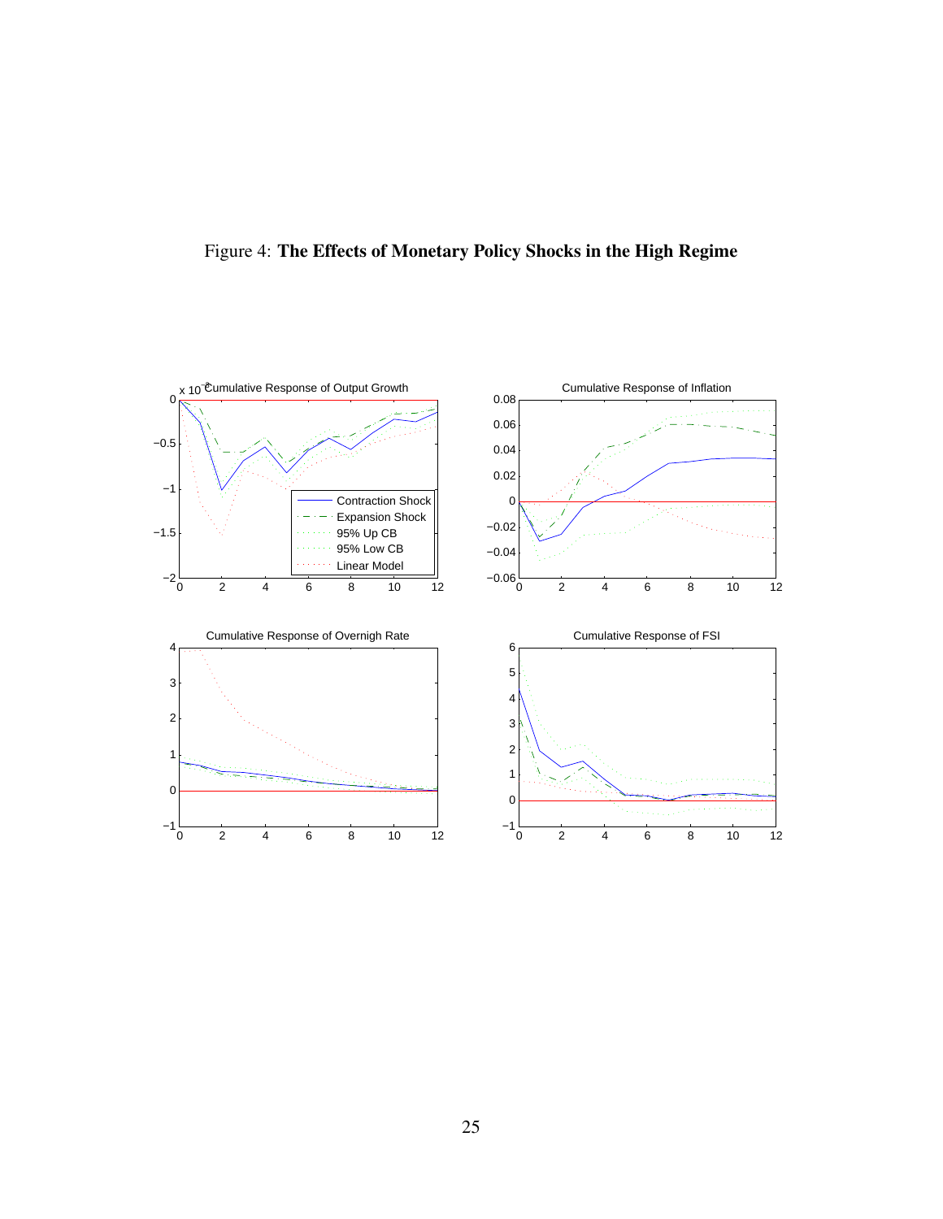Figure 4: **The Effects of Monetary Policy Shocks in the High Regime**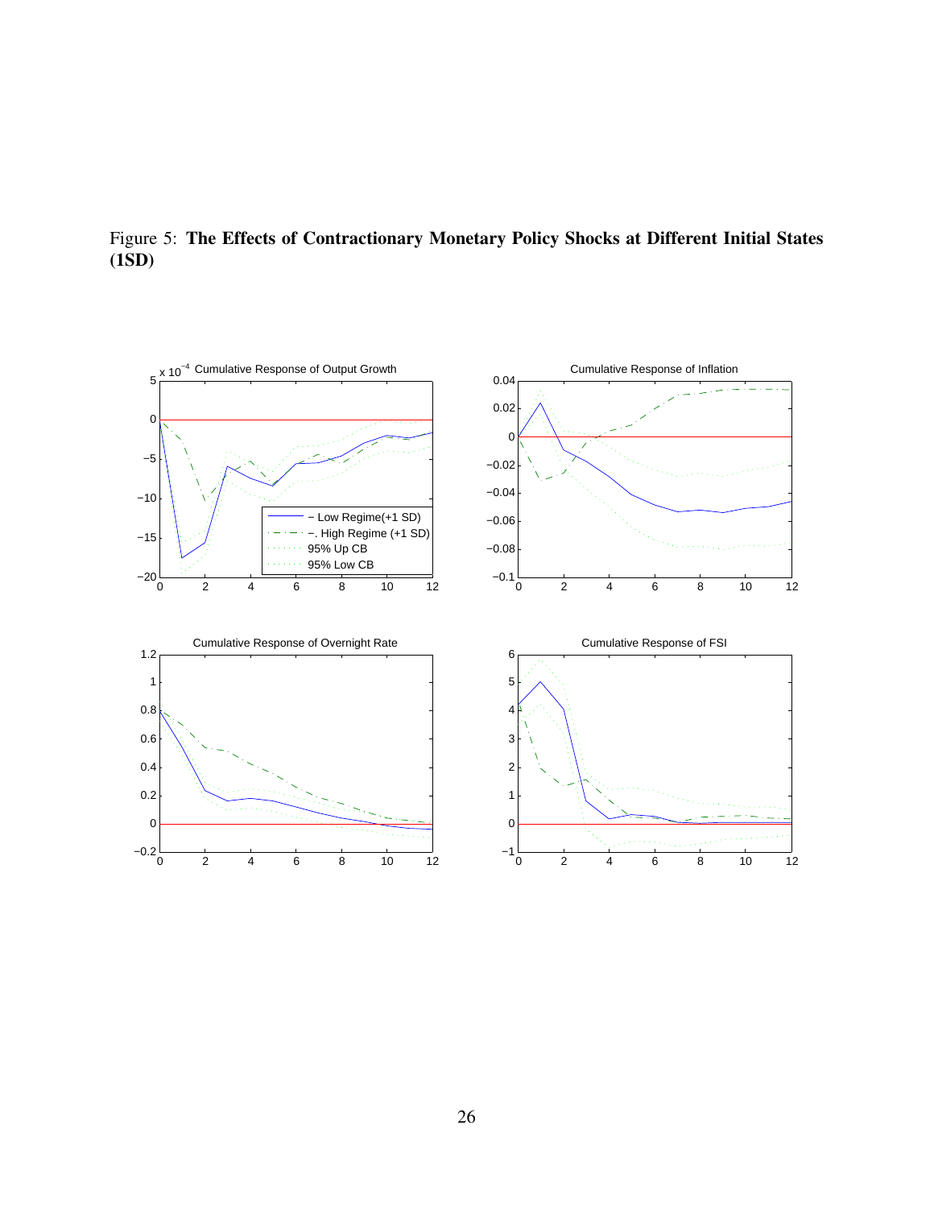Figure 5: **The Effects of Contractionary Monetary Policy Shocks at Different Initial States (1SD)**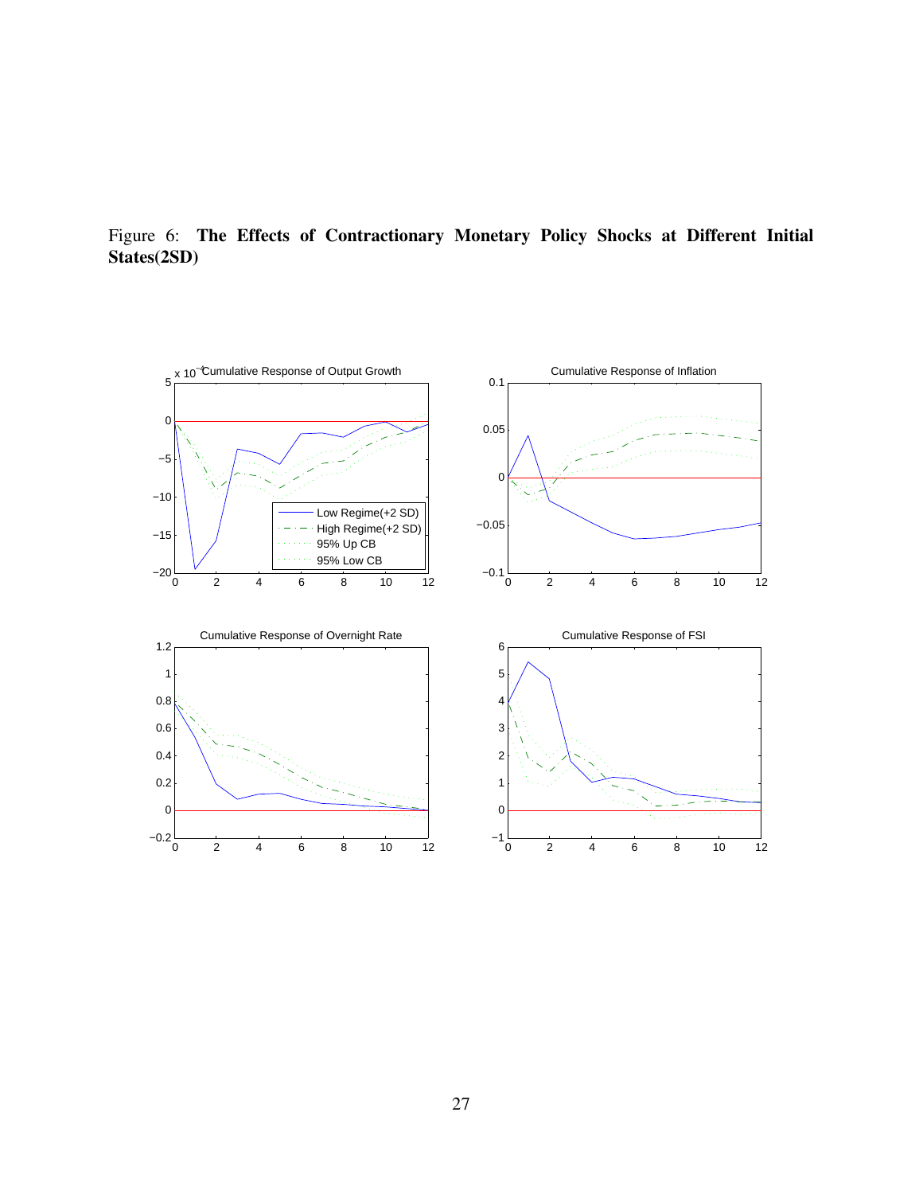Figure 6: **The Effects of Contractionary Monetary Policy Shocks at Different Initial States(2SD)**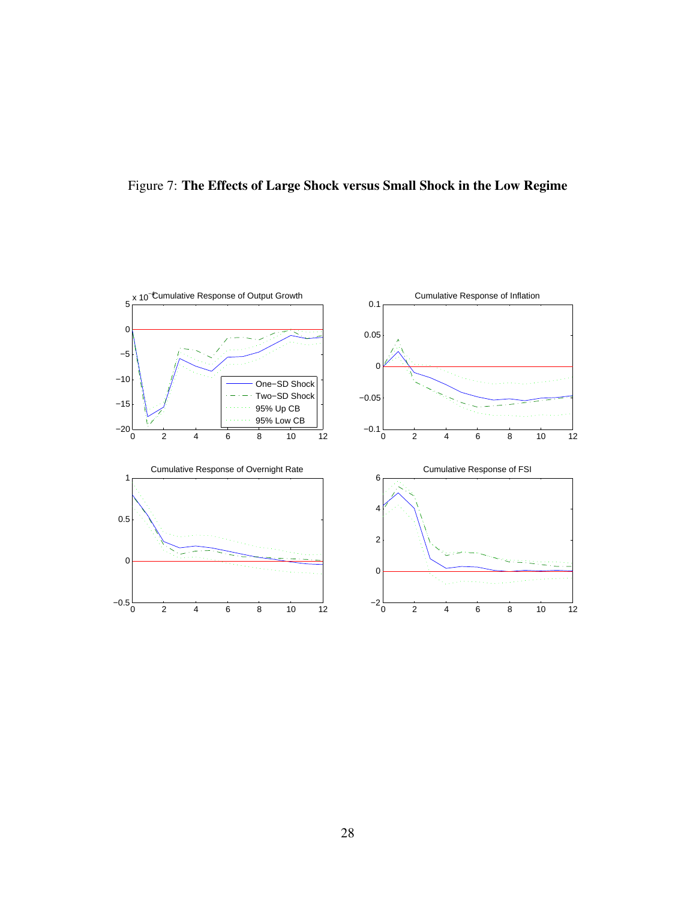Figure 7: **The Effects of Large Shock versus Small Shock in the Low Regime**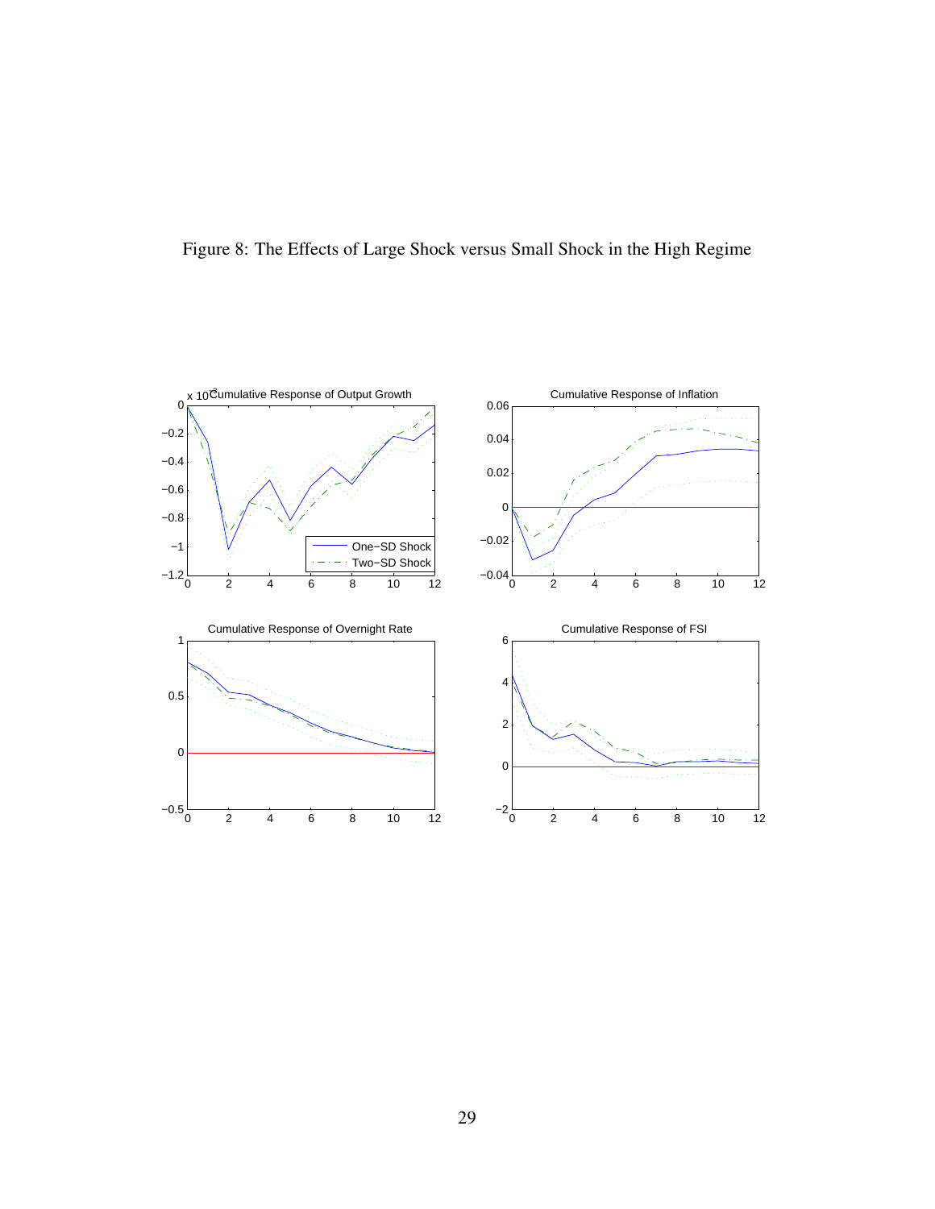Figure 8: The Effects of Large Shock versus Small Shock in the High Regime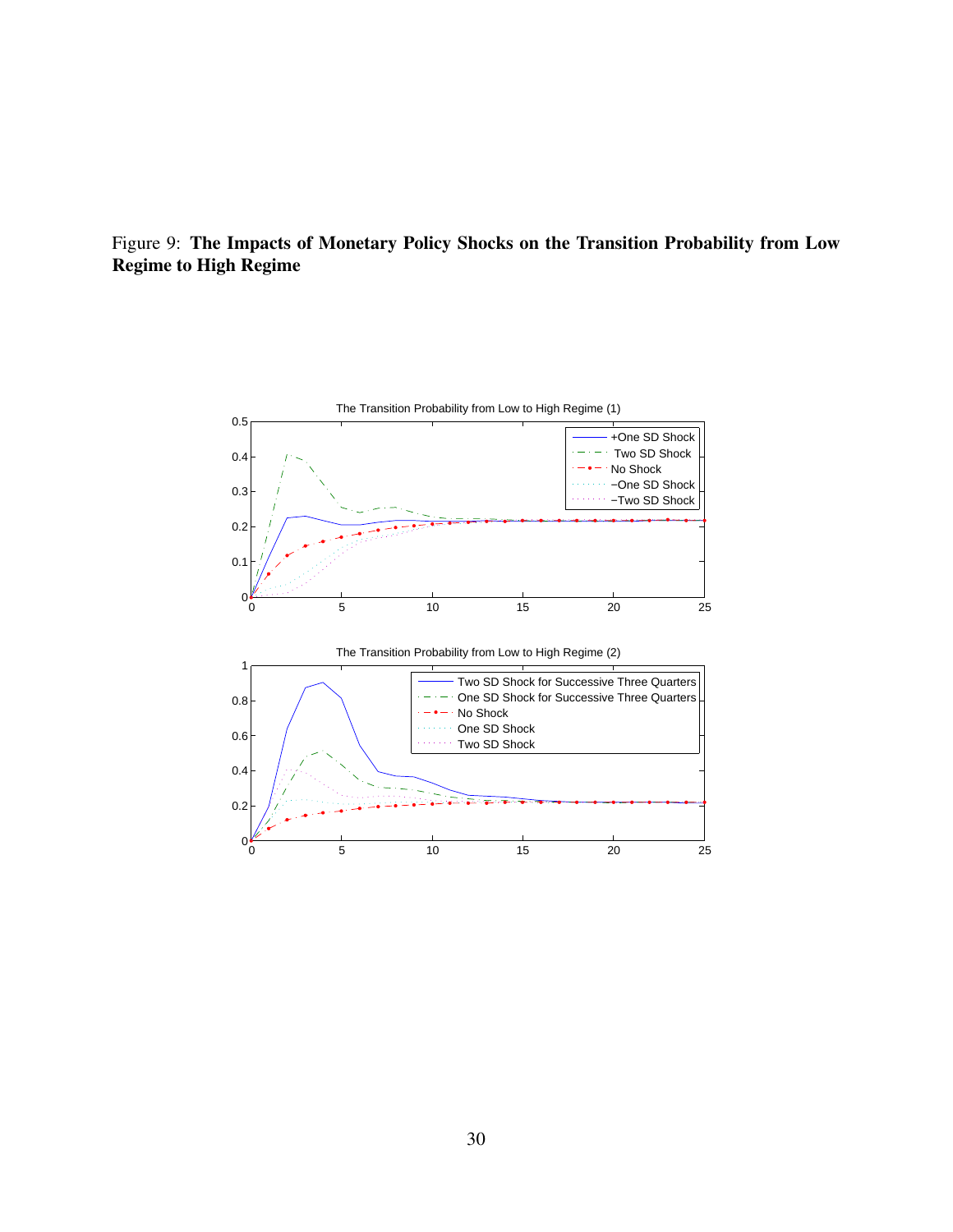Figure 9: **The Impacts of Monetary Policy Shocks on the Transition Probability from Low Regime to High Regime**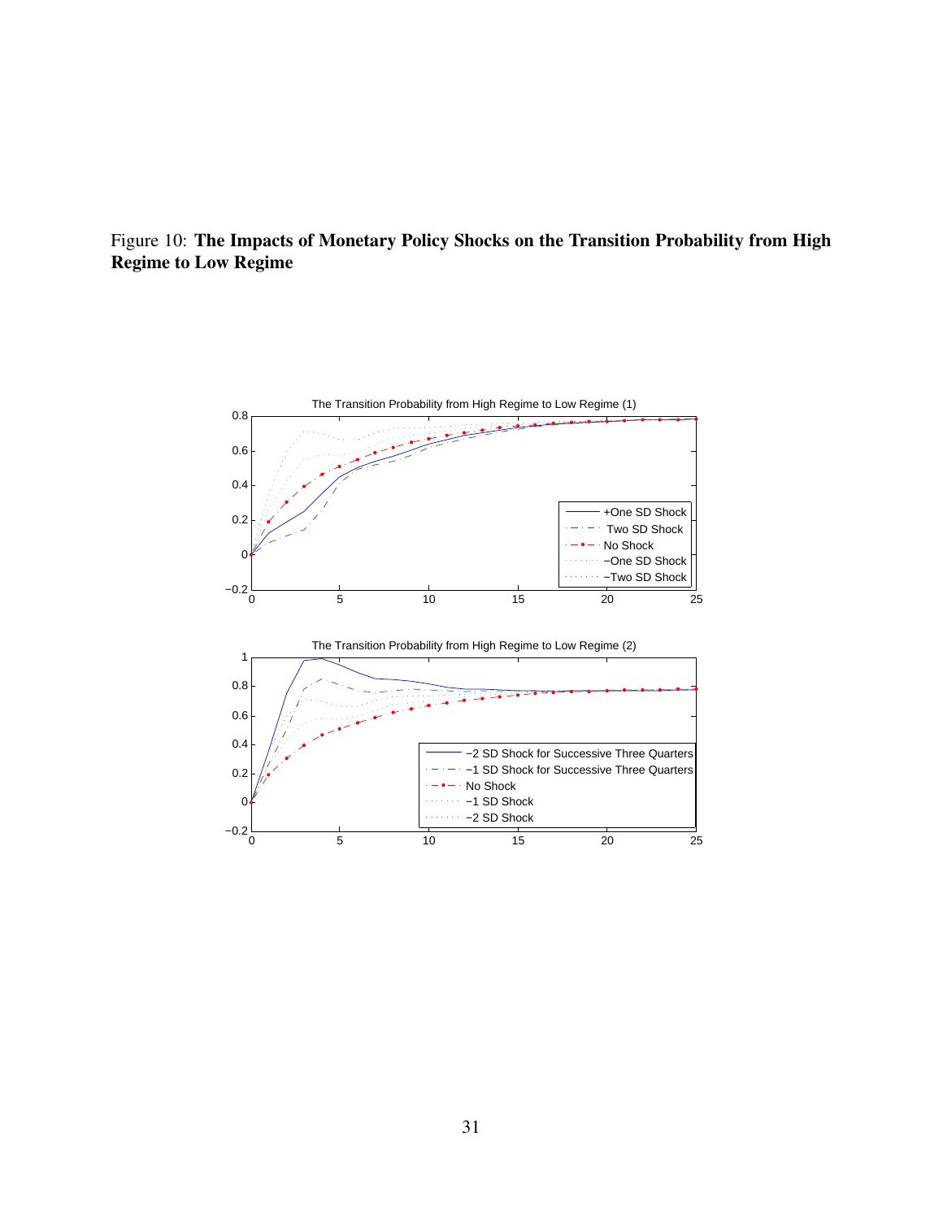Figure 10: **The Impacts of Monetary Policy Shocks on the Transition Probability from High Regime to Low Regime**

The Transition Probability from High Regime to Low Regime (1)

0.8
0.6
0.4
0.2
0
−0.2
0 5 10 15 20 25

+One SD Shock
Two SD Shock
No Shock
−One SD Shock
−Two SD Shock

The Transition Probability from High Regime to Low Regime (2)

1
0.8
0.6
0.4
0.2
0
−0.2
0 5 10 15 20 25

−2 SD Shock for Successive Three Quarters
−1 SD Shock for Successive Three Quarters
No Shock
−1 SD Shock
−2 SD Shock